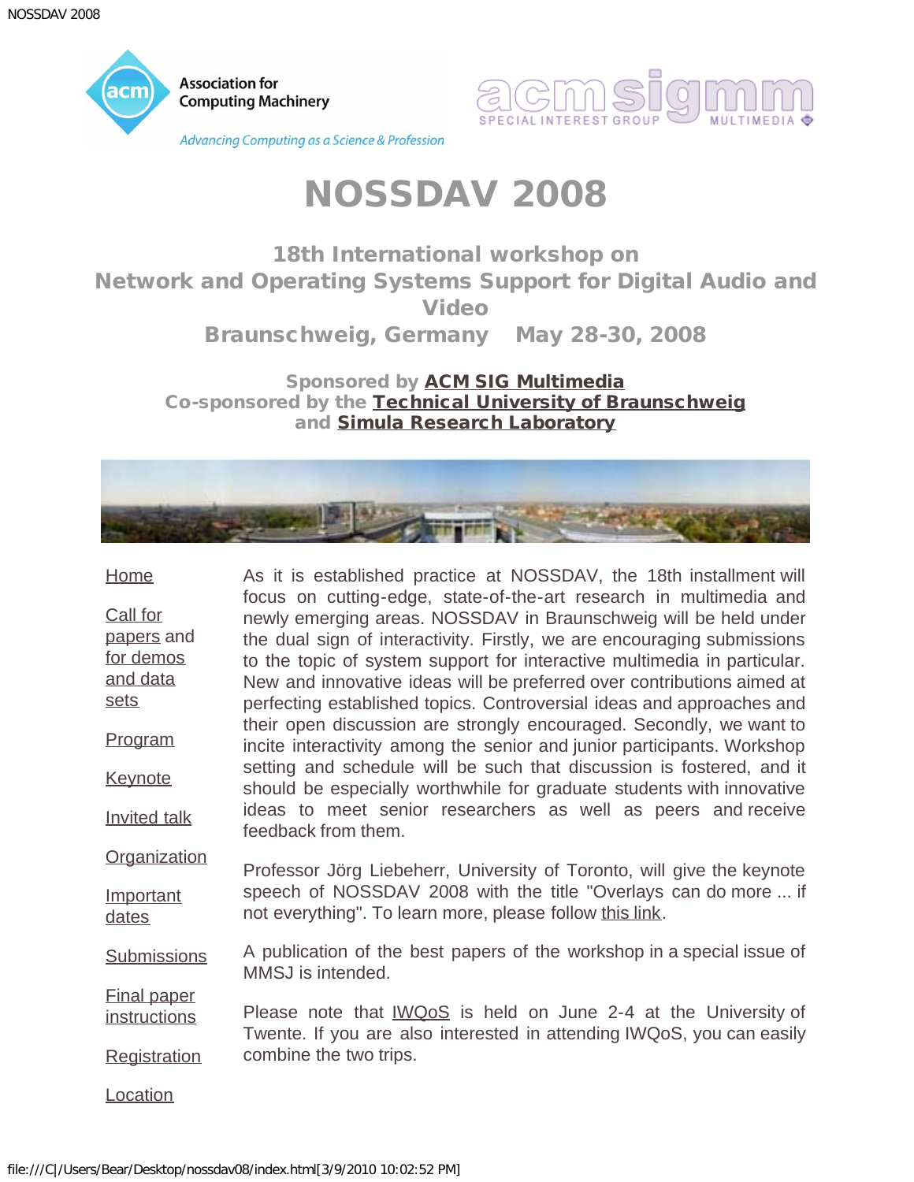# NOSSDAV 2008

## 18th International workshop on Network and Operating Systems Support for Digital Audio and Video

### Braunschweig, Germany May 28-30, 2008

**Sponsored by ACM SIG Multimedia**
**Co-sponsored by the Technical University of Braunschweig and Simula Research Laboratory**

- Home
- Call for papers and for demos and data sets
- Program
- Keynote
- Invited talk
- Organization
- Important dates
- Submissions
- Final paper instructions
- Registration
- Location

As it is established practice at NOSSDAV, the 18th installment will focus on cutting-edge, state-of-the-art research in multimedia and newly emerging areas. NOSSDAV in Braunschweig will be held under the dual sign of interactivity. Firstly, we are encouraging submissions to the topic of system support for interactive multimedia in particular. New and innovative ideas will be preferred over contributions aimed at perfecting established topics. Controversial ideas and approaches and their open discussion are strongly encouraged. Secondly, we want to incite interactivity among the senior and junior participants. Workshop setting and schedule will be such that discussion is fostered, and it should be especially worthwhile for graduate students with innovative ideas to meet senior researchers as well as peers and receive feedback from them.

Professor Jörg Liebeherr, University of Toronto, will give the keynote speech of NOSSDAV 2008 with the title "Overlays can do more ... if not everything". To learn more, please follow this link.

A publication of the best papers of the workshop in a special issue of MMSJ is intended.

Please note that IWQoS is held on June 2-4 at the University of Twente. If you are also interested in attending IWQoS, you can easily combine the two trips.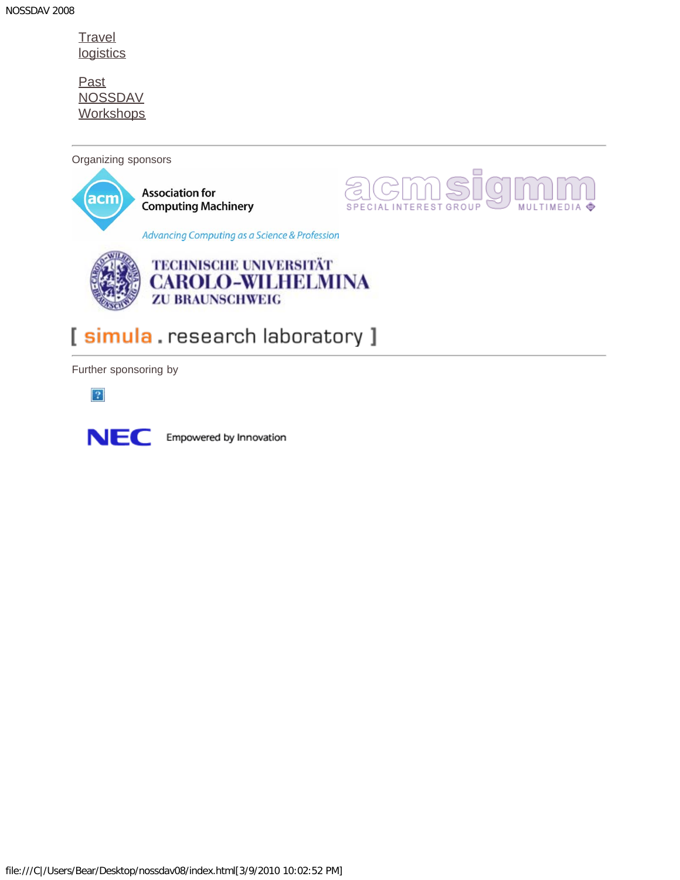Travel logistics

Past NOSSDAV Workshops

---

Organizing sponsors

Association for Computing Machinery

*Advancing Computing as a Science & Profession*

acm sigmm SPECIAL INTEREST GROUP MULTIMEDIA

TECHNISCHE UNIVERSITÄT CAROLO-WILHELMINA ZU BRAUNSCHWEIG

[ simula . research laboratory ]

---

Further sponsoring by

NEC Empowered by Innovation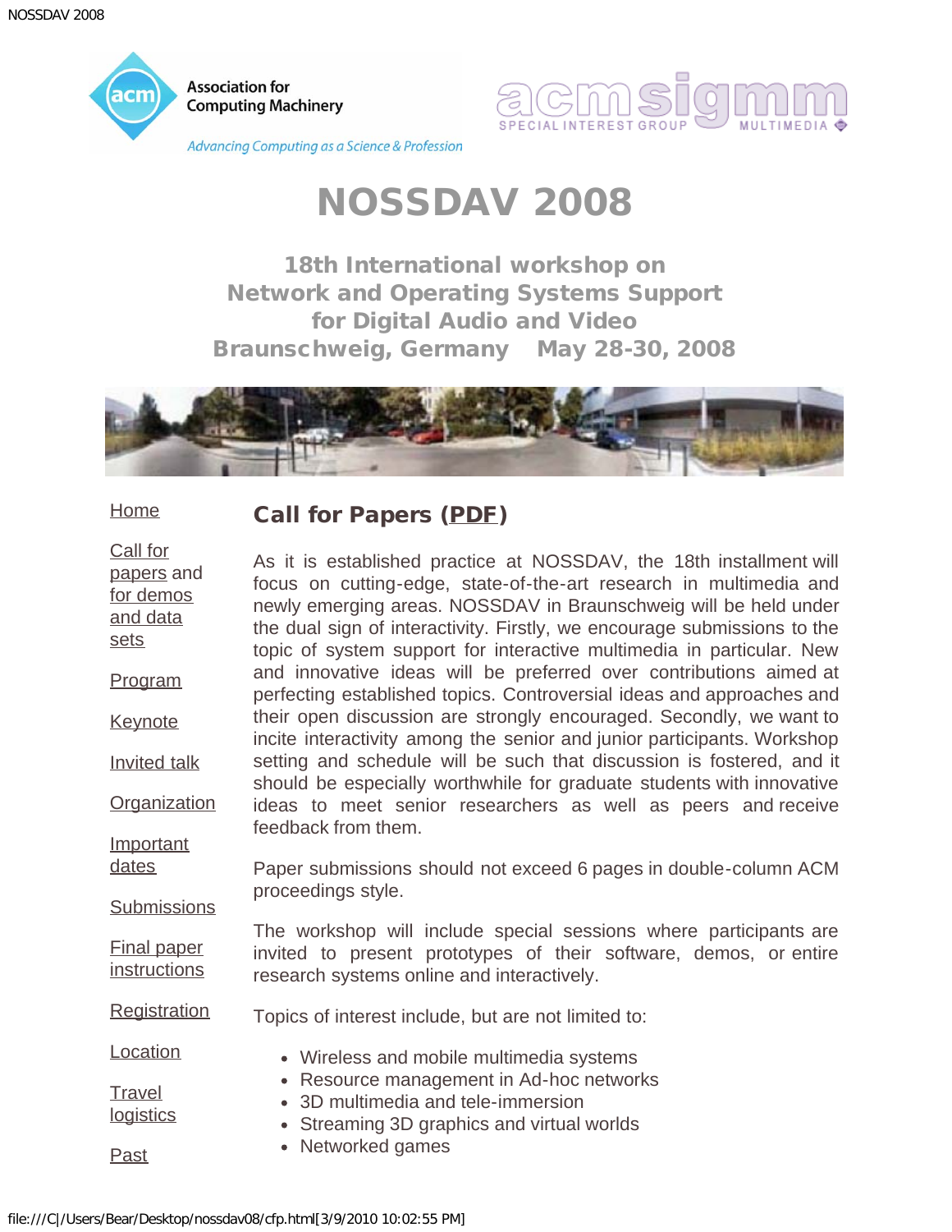# NOSSDAV 2008

### 18th International workshop on Network and Operating Systems Support for Digital Audio and Video Braunschweig, Germany May 28-30, 2008

- Home
- Call for papers and for demos and data sets
- Program
- Keynote
- Invited talk
- Organization
- Important dates
- Submissions
- Final paper instructions
- Registration
- Location
- Travel logistics
- Past

## Call for Papers (PDF)

As it is established practice at NOSSDAV, the 18th installment will focus on cutting-edge, state-of-the-art research in multimedia and newly emerging areas. NOSSDAV in Braunschweig will be held under the dual sign of interactivity. Firstly, we encourage submissions to the topic of system support for interactive multimedia in particular. New and innovative ideas will be preferred over contributions aimed at perfecting established topics. Controversial ideas and approaches and their open discussion are strongly encouraged. Secondly, we want to incite interactivity among the senior and junior participants. Workshop setting and schedule will be such that discussion is fostered, and it should be especially worthwhile for graduate students with innovative ideas to meet senior researchers as well as peers and receive feedback from them.

Paper submissions should not exceed 6 pages in double-column ACM proceedings style.

The workshop will include special sessions where participants are invited to present prototypes of their software, demos, or entire research systems online and interactively.

Topics of interest include, but are not limited to:

- Wireless and mobile multimedia systems
- Resource management in Ad-hoc networks
- 3D multimedia and tele-immersion
- Streaming 3D graphics and virtual worlds
- Networked games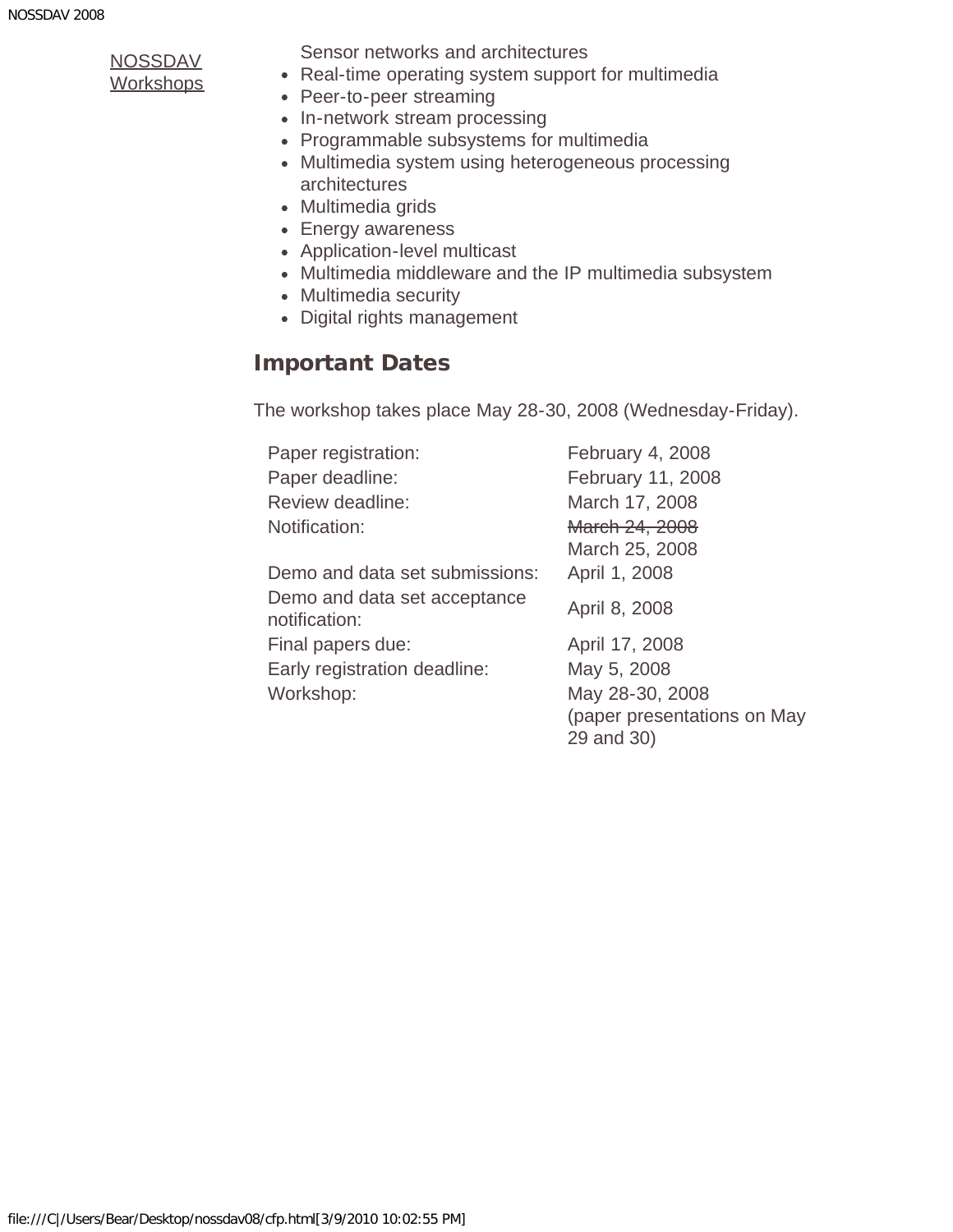[NOSSDAV Workshops]

Sensor networks and architectures
- Real-time operating system support for multimedia
- Peer-to-peer streaming
- In-network stream processing
- Programmable subsystems for multimedia
- Multimedia system using heterogeneous processing architectures
- Multimedia grids
- Energy awareness
- Application-level multicast
- Multimedia middleware and the IP multimedia subsystem
- Multimedia security
- Digital rights management

## Important Dates

The workshop takes place May 28-30, 2008 (Wednesday-Friday).

| | |
|---|---|
| Paper registration: | February 4, 2008 |
| Paper deadline: | February 11, 2008 |
| Review deadline: | March 17, 2008 |
| Notification: | ~~March 24, 2008~~ March 25, 2008 |
| Demo and data set submissions: | April 1, 2008 |
| Demo and data set acceptance notification: | April 8, 2008 |
| Final papers due: | April 17, 2008 |
| Early registration deadline: | May 5, 2008 |
| Workshop: | May 28-30, 2008 (paper presentations on May 29 and 30) |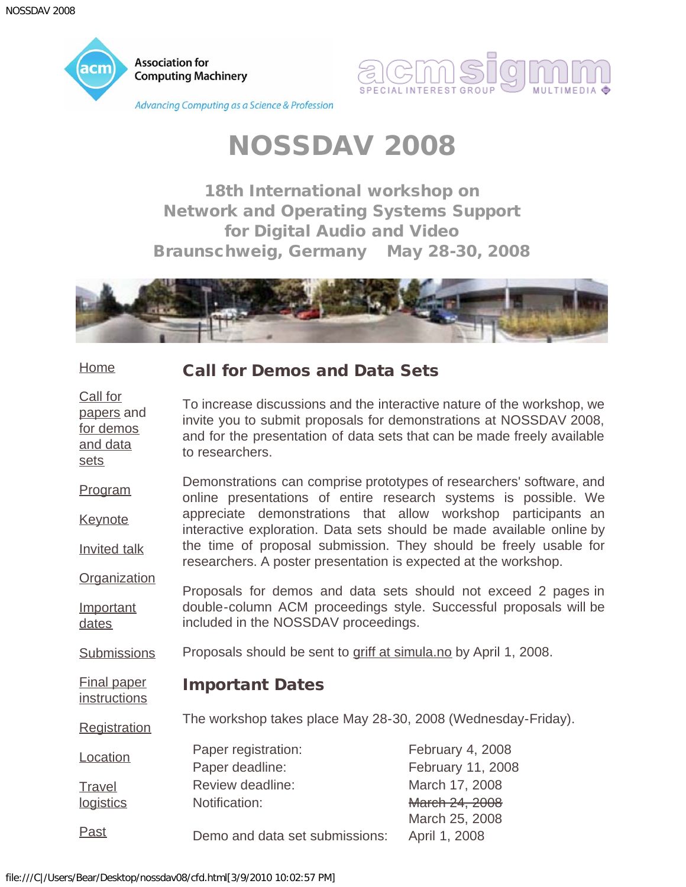# NOSSDAV 2008

### 18th International workshop on Network and Operating Systems Support for Digital Audio and Video Braunschweig, Germany May 28-30, 2008

- Home
- Call for papers and for demos and data sets
- Program
- Keynote
- Invited talk
- Organization
- Important dates
- Submissions
- Final paper instructions
- Registration
- Location
- Travel logistics
- Past

## Call for Demos and Data Sets

To increase discussions and the interactive nature of the workshop, we invite you to submit proposals for demonstrations at NOSSDAV 2008, and for the presentation of data sets that can be made freely available to researchers.

Demonstrations can comprise prototypes of researchers' software, and online presentations of entire research systems is possible. We appreciate demonstrations that allow workshop participants an interactive exploration. Data sets should be made available online by the time of proposal submission. They should be freely usable for researchers. A poster presentation is expected at the workshop.

Proposals for demos and data sets should not exceed 2 pages in double-column ACM proceedings style. Successful proposals will be included in the NOSSDAV proceedings.

Proposals should be sent to griff at simula.no by April 1, 2008.

## Important Dates

The workshop takes place May 28-30, 2008 (Wednesday-Friday).

| | |
|---|---|
| Paper registration: | February 4, 2008 |
| Paper deadline: | February 11, 2008 |
| Review deadline: | March 17, 2008 |
| Notification: | ~~March 24, 2008~~ March 25, 2008 |
| Demo and data set submissions: | April 1, 2008 |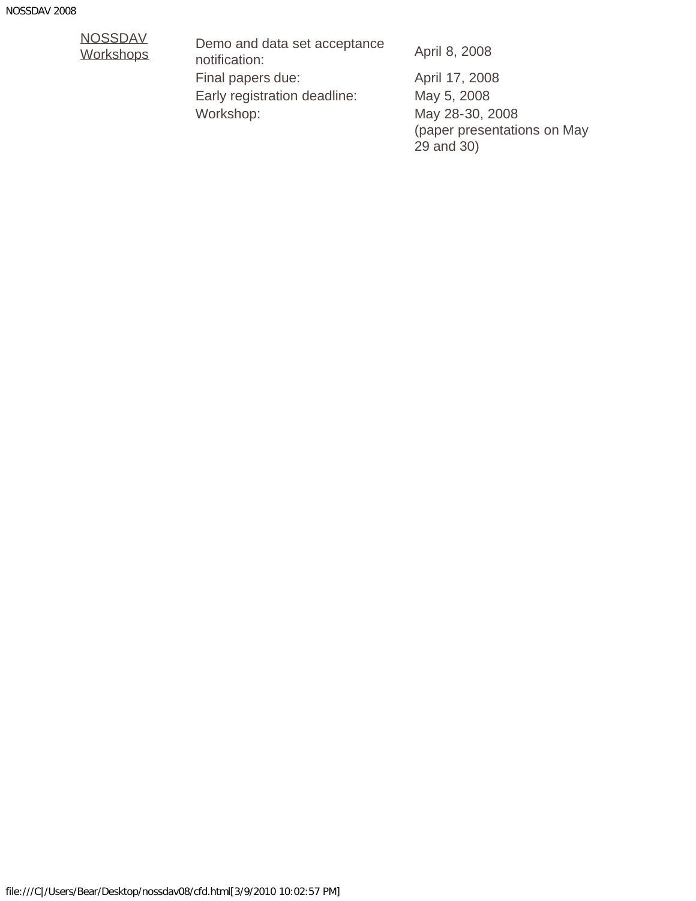[NOSSDAV Workshops]

| | |
|---|---|
| Demo and data set acceptance notification: | April 8, 2008 |
| Final papers due: | April 17, 2008 |
| Early registration deadline: | May 5, 2008 |
| Workshop: | May 28-30, 2008 (paper presentations on May 29 and 30) |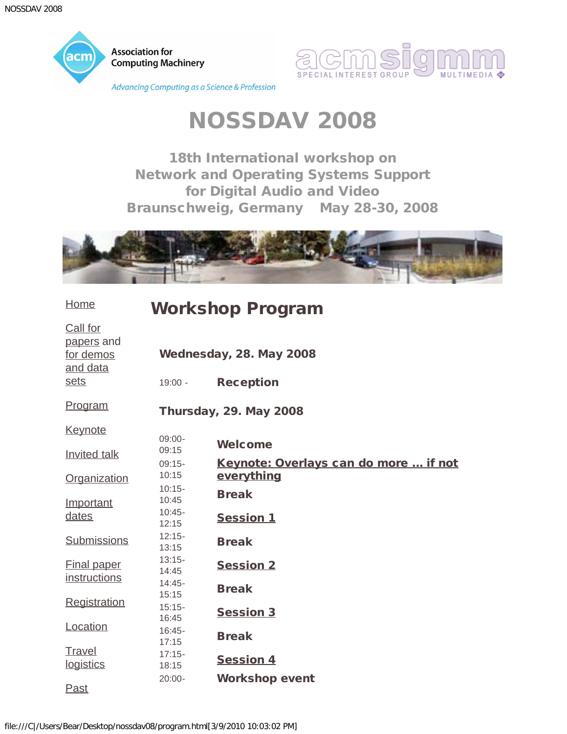# NOSSDAV 2008

### 18th International workshop on Network and Operating Systems Support for Digital Audio and Video
### Braunschweig, Germany May 28-30, 2008

- Home
- Call for papers and for demos and data sets
- Program
- Keynote
- Invited talk
- Organization
- Important dates
- Submissions
- Final paper instructions
- Registration
- Location
- Travel logistics
- Past

## Workshop Program

### Wednesday, 28. May 2008

| Time | Event |
|---|---|
| 19:00 - | **Reception** |

### Thursday, 29. May 2008

| Time | Event |
|---|---|
| 09:00-09:15 | **Welcome** |
| 09:15-10:15 | **Keynote: Overlays can do more ... if not everything** |
| 10:15-10:45 | **Break** |
| 10:45-12:15 | **Session 1** |
| 12:15-13:15 | **Break** |
| 13:15-14:45 | **Session 2** |
| 14:45-15:15 | **Break** |
| 15:15-16:45 | **Session 3** |
| 16:45-17:15 | **Break** |
| 17:15-18:15 | **Session 4** |
| 20:00- | **Workshop event** |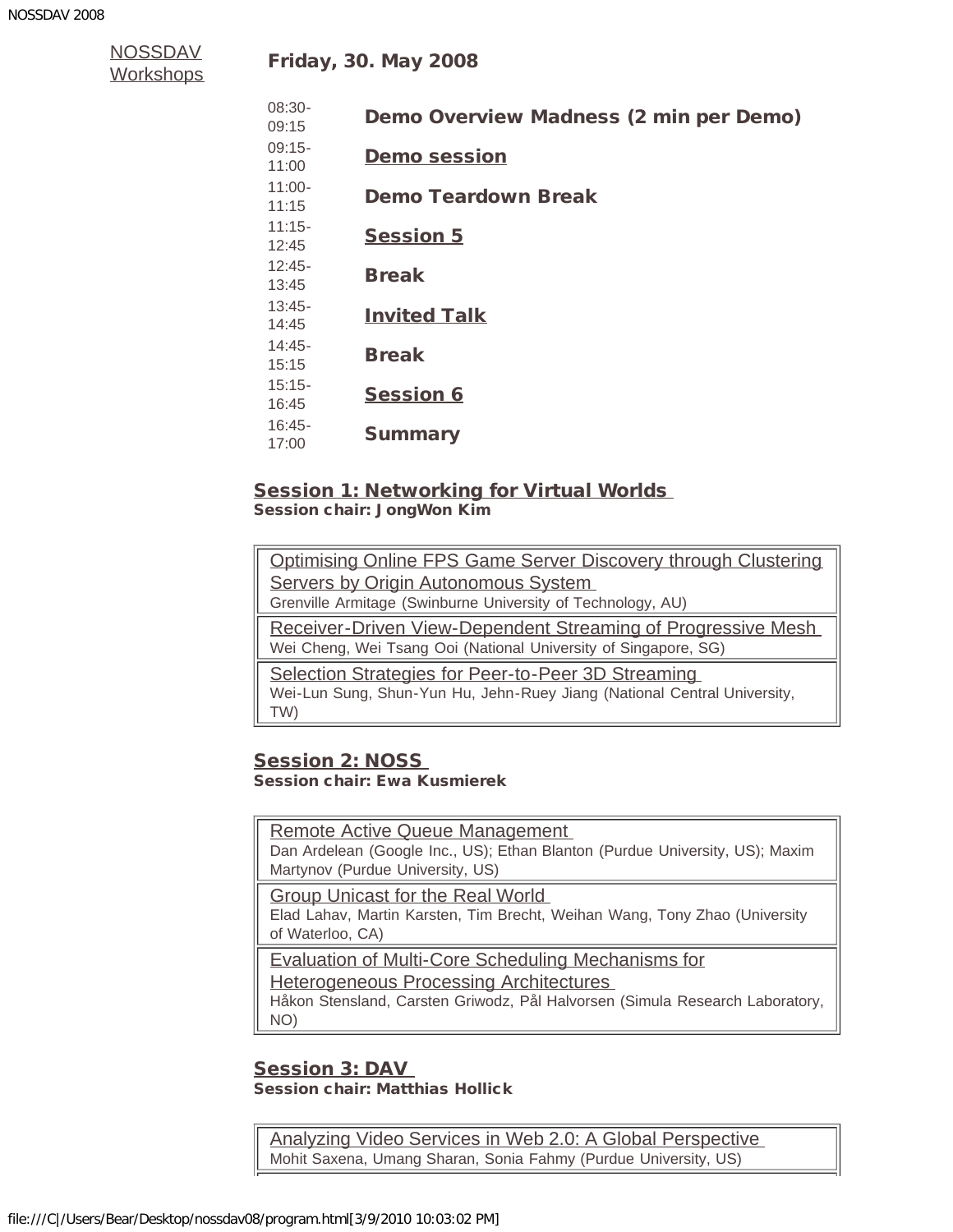NOSSDAV Workshops

## Friday, 30. May 2008

| Time | Event |
| --- | --- |
| 08:30-09:15 | **Demo Overview Madness (2 min per Demo)** |
| 09:15-11:00 | **Demo session** |
| 11:00-11:15 | **Demo Teardown Break** |
| 11:15-12:45 | **Session 5** |
| 12:45-13:45 | **Break** |
| 13:45-14:45 | **Invited Talk** |
| 14:45-15:15 | **Break** |
| 15:15-16:45 | **Session 6** |
| 16:45-17:00 | **Summary** |

### Session 1: Networking for Virtual Worlds

**Session chair: JongWon Kim**

Optimising Online FPS Game Server Discovery through Clustering Servers by Origin Autonomous System
Grenville Armitage (Swinburne University of Technology, AU)

Receiver-Driven View-Dependent Streaming of Progressive Mesh
Wei Cheng, Wei Tsang Ooi (National University of Singapore, SG)

Selection Strategies for Peer-to-Peer 3D Streaming
Wei-Lun Sung, Shun-Yun Hu, Jehn-Ruey Jiang (National Central University, TW)

### Session 2: NOSS

**Session chair: Ewa Kusmierek**

Remote Active Queue Management
Dan Ardelean (Google Inc., US); Ethan Blanton (Purdue University, US); Maxim Martynov (Purdue University, US)

Group Unicast for the Real World
Elad Lahav, Martin Karsten, Tim Brecht, Weihan Wang, Tony Zhao (University of Waterloo, CA)

Evaluation of Multi-Core Scheduling Mechanisms for Heterogeneous Processing Architectures
Håkon Stensland, Carsten Griwodz, Pål Halvorsen (Simula Research Laboratory, NO)

### Session 3: DAV

**Session chair: Matthias Hollick**

Analyzing Video Services in Web 2.0: A Global Perspective
Mohit Saxena, Umang Sharan, Sonia Fahmy (Purdue University, US)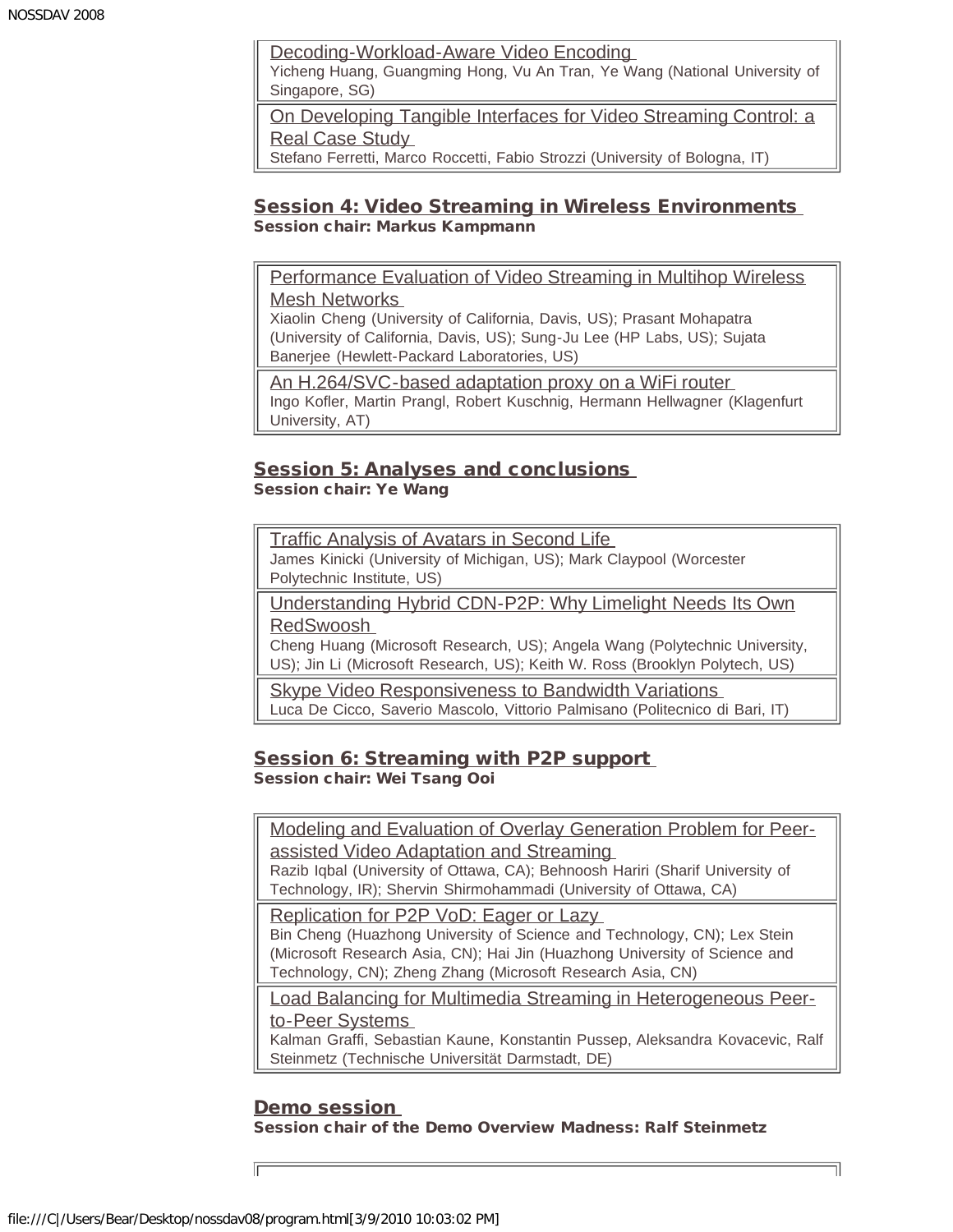Decoding-Workload-Aware Video Encoding
Yicheng Huang, Guangming Hong, Vu An Tran, Ye Wang (National University of Singapore, SG)

On Developing Tangible Interfaces for Video Streaming Control: a Real Case Study
Stefano Ferretti, Marco Roccetti, Fabio Strozzi (University of Bologna, IT)

## Session 4: Video Streaming in Wireless Environments

**Session chair: Markus Kampmann**

Performance Evaluation of Video Streaming in Multihop Wireless Mesh Networks
Xiaolin Cheng (University of California, Davis, US); Prasant Mohapatra (University of California, Davis, US); Sung-Ju Lee (HP Labs, US); Sujata Banerjee (Hewlett-Packard Laboratories, US)

An H.264/SVC-based adaptation proxy on a WiFi router
Ingo Kofler, Martin Prangl, Robert Kuschnig, Hermann Hellwagner (Klagenfurt University, AT)

## Session 5: Analyses and conclusions

**Session chair: Ye Wang**

Traffic Analysis of Avatars in Second Life
James Kinicki (University of Michigan, US); Mark Claypool (Worcester Polytechnic Institute, US)

Understanding Hybrid CDN-P2P: Why Limelight Needs Its Own RedSwoosh
Cheng Huang (Microsoft Research, US); Angela Wang (Polytechnic University, US); Jin Li (Microsoft Research, US); Keith W. Ross (Brooklyn Polytech, US)

Skype Video Responsiveness to Bandwidth Variations
Luca De Cicco, Saverio Mascolo, Vittorio Palmisano (Politecnico di Bari, IT)

## Session 6: Streaming with P2P support

**Session chair: Wei Tsang Ooi**

Modeling and Evaluation of Overlay Generation Problem for Peer-assisted Video Adaptation and Streaming
Razib Iqbal (University of Ottawa, CA); Behnoosh Hariri (Sharif University of Technology, IR); Shervin Shirmohammadi (University of Ottawa, CA)

Replication for P2P VoD: Eager or Lazy
Bin Cheng (Huazhong University of Science and Technology, CN); Lex Stein (Microsoft Research Asia, CN); Hai Jin (Huazhong University of Science and Technology, CN); Zheng Zhang (Microsoft Research Asia, CN)

Load Balancing for Multimedia Streaming in Heterogeneous Peer-to-Peer Systems
Kalman Graffi, Sebastian Kaune, Konstantin Pussep, Aleksandra Kovacevic, Ralf Steinmetz (Technische Universität Darmstadt, DE)

## Demo session

**Session chair of the Demo Overview Madness: Ralf Steinmetz**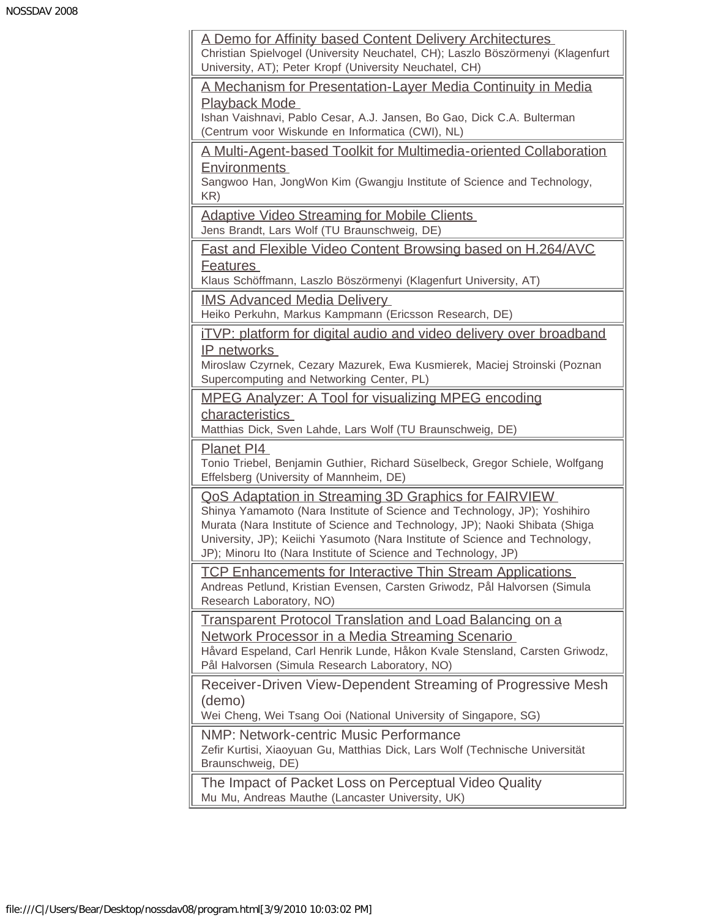A Demo for Affinity based Content Delivery Architectures
Christian Spielvogel (University Neuchatel, CH); Laszlo Böszörmenyi (Klagenfurt University, AT); Peter Kropf (University Neuchatel, CH)

A Mechanism for Presentation-Layer Media Continuity in Media Playback Mode
Ishan Vaishnavi, Pablo Cesar, A.J. Jansen, Bo Gao, Dick C.A. Bulterman (Centrum voor Wiskunde en Informatica (CWI), NL)

A Multi-Agent-based Toolkit for Multimedia-oriented Collaboration Environments
Sangwoo Han, JongWon Kim (Gwangju Institute of Science and Technology, KR)

Adaptive Video Streaming for Mobile Clients
Jens Brandt, Lars Wolf (TU Braunschweig, DE)

Fast and Flexible Video Content Browsing based on H.264/AVC Features
Klaus Schöffmann, Laszlo Böszörmenyi (Klagenfurt University, AT)

IMS Advanced Media Delivery
Heiko Perkuhn, Markus Kampmann (Ericsson Research, DE)

iTVP: platform for digital audio and video delivery over broadband IP networks
Miroslaw Czyrnek, Cezary Mazurek, Ewa Kusmierek, Maciej Stroinski (Poznan Supercomputing and Networking Center, PL)

MPEG Analyzer: A Tool for visualizing MPEG encoding characteristics
Matthias Dick, Sven Lahde, Lars Wolf (TU Braunschweig, DE)

Planet PI4
Tonio Triebel, Benjamin Guthier, Richard Süselbeck, Gregor Schiele, Wolfgang Effelsberg (University of Mannheim, DE)

QoS Adaptation in Streaming 3D Graphics for FAIRVIEW
Shinya Yamamoto (Nara Institute of Science and Technology, JP); Yoshihiro Murata (Nara Institute of Science and Technology, JP); Naoki Shibata (Shiga University, JP); Keiichi Yasumoto (Nara Institute of Science and Technology, JP); Minoru Ito (Nara Institute of Science and Technology, JP)

TCP Enhancements for Interactive Thin Stream Applications
Andreas Petlund, Kristian Evensen, Carsten Griwodz, Pål Halvorsen (Simula Research Laboratory, NO)

Transparent Protocol Translation and Load Balancing on a Network Processor in a Media Streaming Scenario
Håvard Espeland, Carl Henrik Lunde, Håkon Kvale Stensland, Carsten Griwodz, Pål Halvorsen (Simula Research Laboratory, NO)

Receiver-Driven View-Dependent Streaming of Progressive Mesh (demo)
Wei Cheng, Wei Tsang Ooi (National University of Singapore, SG)

NMP: Network-centric Music Performance
Zefir Kurtisi, Xiaoyuan Gu, Matthias Dick, Lars Wolf (Technische Universität Braunschweig, DE)

The Impact of Packet Loss on Perceptual Video Quality
Mu Mu, Andreas Mauthe (Lancaster University, UK)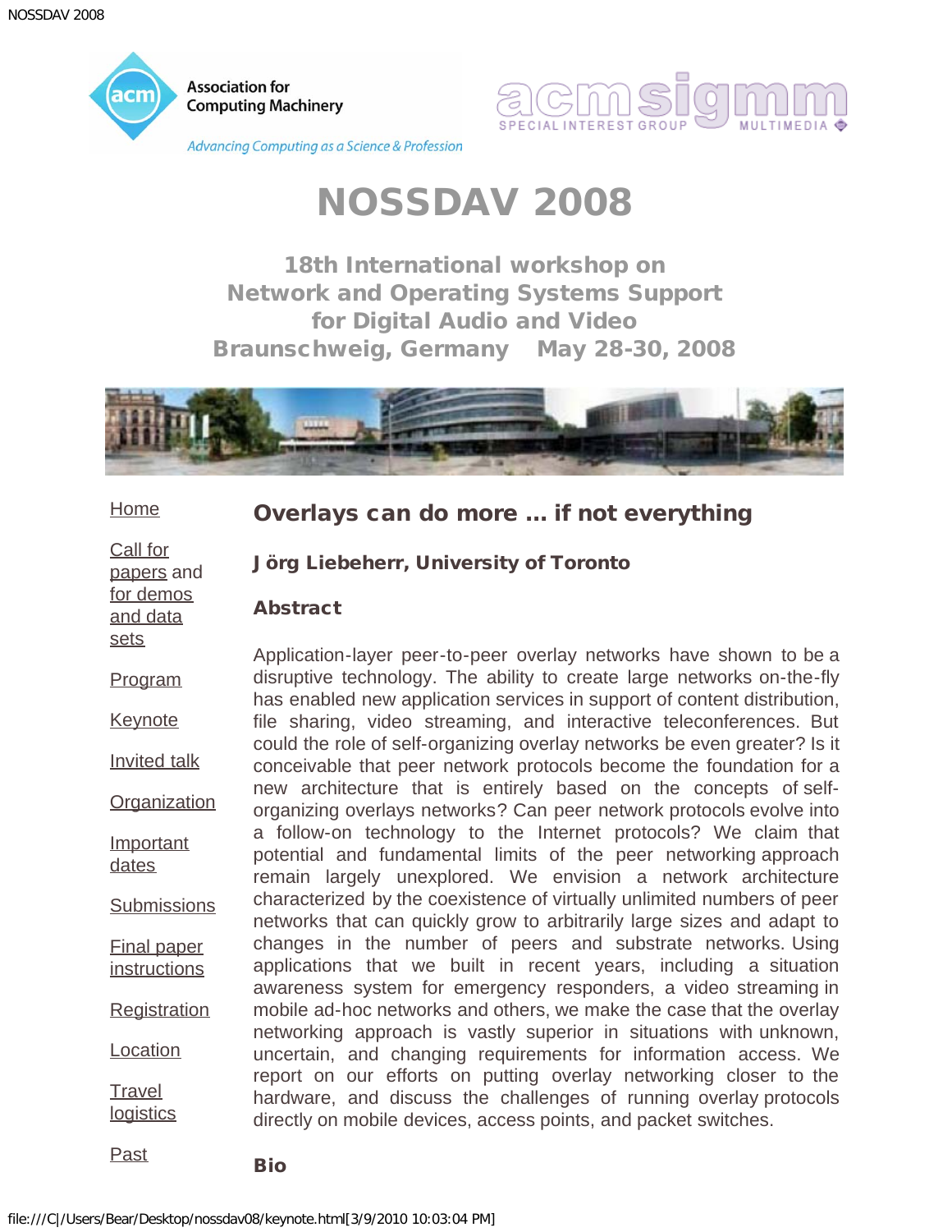# NOSSDAV 2008

### 18th International workshop on Network and Operating Systems Support for Digital Audio and Video
### Braunschweig, Germany May 28-30, 2008

Home

Call for papers and for demos and data sets

Program

Keynote

Invited talk

Organization

Important dates

Submissions

Final paper instructions

Registration

Location

Travel logistics

Past

## Overlays can do more ... if not everything

### Jörg Liebeherr, University of Toronto

### Abstract

Application-layer peer-to-peer overlay networks have shown to be a disruptive technology. The ability to create large networks on-the-fly has enabled new application services in support of content distribution, file sharing, video streaming, and interactive teleconferences. But could the role of self-organizing overlay networks be even greater? Is it conceivable that peer network protocols become the foundation for a new architecture that is entirely based on the concepts of self-organizing overlays networks? Can peer network protocols evolve into a follow-on technology to the Internet protocols? We claim that potential and fundamental limits of the peer networking approach remain largely unexplored. We envision a network architecture characterized by the coexistence of virtually unlimited numbers of peer networks that can quickly grow to arbitrarily large sizes and adapt to changes in the number of peers and substrate networks. Using applications that we built in recent years, including a situation awareness system for emergency responders, a video streaming in mobile ad-hoc networks and others, we make the case that the overlay networking approach is vastly superior in situations with unknown, uncertain, and changing requirements for information access. We report on our efforts on putting overlay networking closer to the hardware, and discuss the challenges of running overlay protocols directly on mobile devices, access points, and packet switches.

### Bio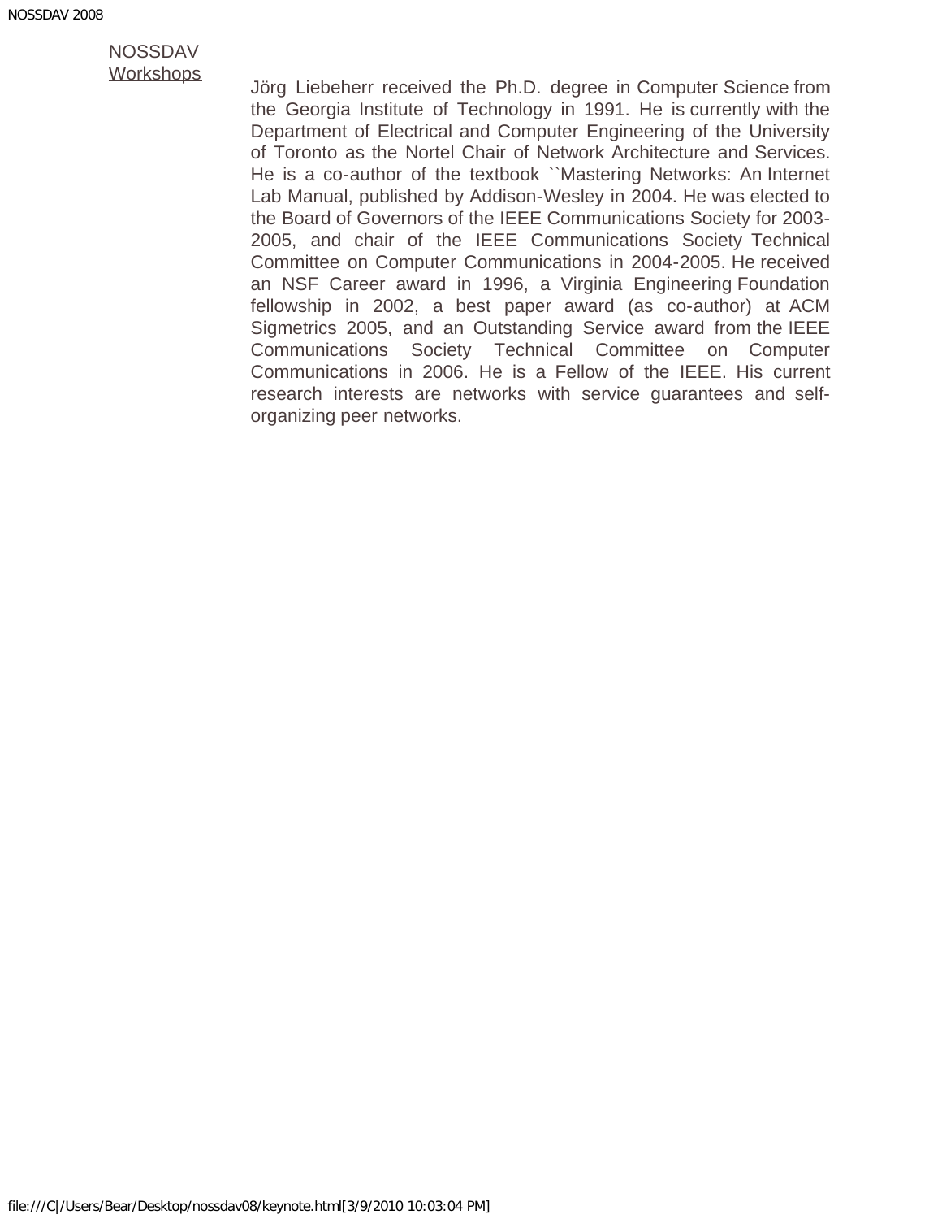NOSSDAV Workshops

Jörg Liebeherr received the Ph.D. degree in Computer Science from the Georgia Institute of Technology in 1991. He is currently with the Department of Electrical and Computer Engineering of the University of Toronto as the Nortel Chair of Network Architecture and Services. He is a co-author of the textbook ``Mastering Networks: An Internet Lab Manual, published by Addison-Wesley in 2004. He was elected to the Board of Governors of the IEEE Communications Society for 2003-2005, and chair of the IEEE Communications Society Technical Committee on Computer Communications in 2004-2005. He received an NSF Career award in 1996, a Virginia Engineering Foundation fellowship in 2002, a best paper award (as co-author) at ACM Sigmetrics 2005, and an Outstanding Service award from the IEEE Communications Society Technical Committee on Computer Communications in 2006. He is a Fellow of the IEEE. His current research interests are networks with service guarantees and self-organizing peer networks.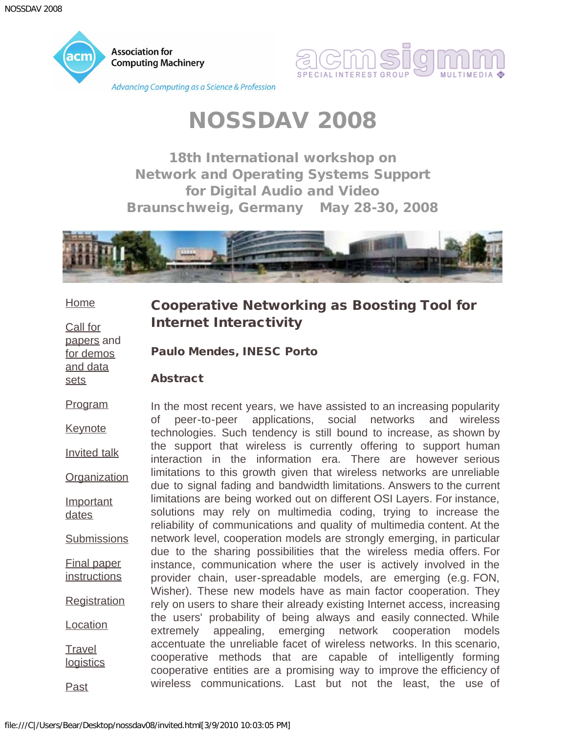# NOSSDAV 2008

## 18th International workshop on Network and Operating Systems Support for Digital Audio and Video
## Braunschweig, Germany May 28-30, 2008

- Home
- Call for papers and for demos and data sets
- Program
- Keynote
- Invited talk
- Organization
- Important dates
- Submissions
- Final paper instructions
- Registration
- Location
- Travel logistics
- Past

## Cooperative Networking as Boosting Tool for Internet Interactivity

**Paulo Mendes, INESC Porto**

### Abstract

In the most recent years, we have assisted to an increasing popularity of peer-to-peer applications, social networks and wireless technologies. Such tendency is still bound to increase, as shown by the support that wireless is currently offering to support human interaction in the information era. There are however serious limitations to this growth given that wireless networks are unreliable due to signal fading and bandwidth limitations. Answers to the current limitations are being worked out on different OSI Layers. For instance, solutions may rely on multimedia coding, trying to increase the reliability of communications and quality of multimedia content. At the network level, cooperation models are strongly emerging, in particular due to the sharing possibilities that the wireless media offers. For instance, communication where the user is actively involved in the provider chain, user-spreadable models, are emerging (e.g. FON, Wisher). These new models have as main factor cooperation. They rely on users to share their already existing Internet access, increasing the users' probability of being always and easily connected. While extremely appealing, emerging network cooperation models accentuate the unreliable facet of wireless networks. In this scenario, cooperative methods that are capable of intelligently forming cooperative entities are a promising way to improve the efficiency of wireless communications. Last but not the least, the use of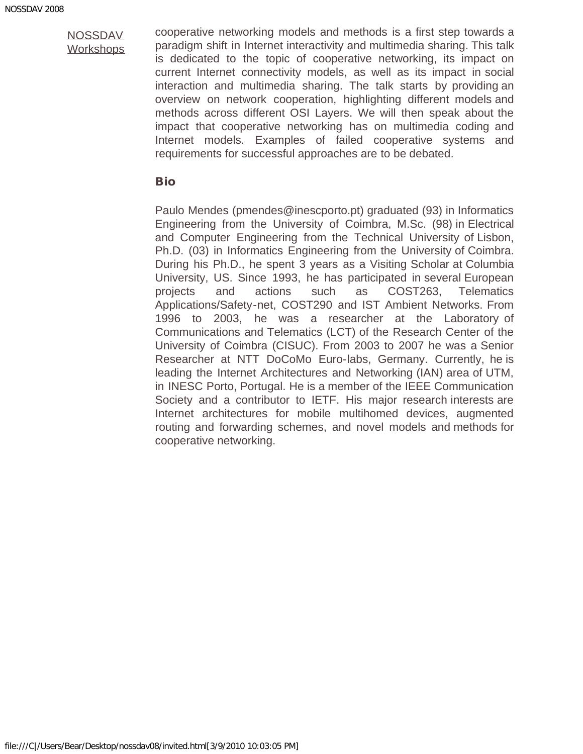[NOSSDAV Workshops]

cooperative networking models and methods is a first step towards a paradigm shift in Internet interactivity and multimedia sharing. This talk is dedicated to the topic of cooperative networking, its impact on current Internet connectivity models, as well as its impact in social interaction and multimedia sharing. The talk starts by providing an overview on network cooperation, highlighting different models and methods across different OSI Layers. We will then speak about the impact that cooperative networking has on multimedia coding and Internet models. Examples of failed cooperative systems and requirements for successful approaches are to be debated.

### Bio

Paulo Mendes (pmendes@inescporto.pt) graduated (93) in Informatics Engineering from the University of Coimbra, M.Sc. (98) in Electrical and Computer Engineering from the Technical University of Lisbon, Ph.D. (03) in Informatics Engineering from the University of Coimbra. During his Ph.D., he spent 3 years as a Visiting Scholar at Columbia University, US. Since 1993, he has participated in several European projects and actions such as COST263, Telematics Applications/Safety-net, COST290 and IST Ambient Networks. From 1996 to 2003, he was a researcher at the Laboratory of Communications and Telematics (LCT) of the Research Center of the University of Coimbra (CISUC). From 2003 to 2007 he was a Senior Researcher at NTT DoCoMo Euro-labs, Germany. Currently, he is leading the Internet Architectures and Networking (IAN) area of UTM, in INESC Porto, Portugal. He is a member of the IEEE Communication Society and a contributor to IETF. His major research interests are Internet architectures for mobile multihomed devices, augmented routing and forwarding schemes, and novel models and methods for cooperative networking.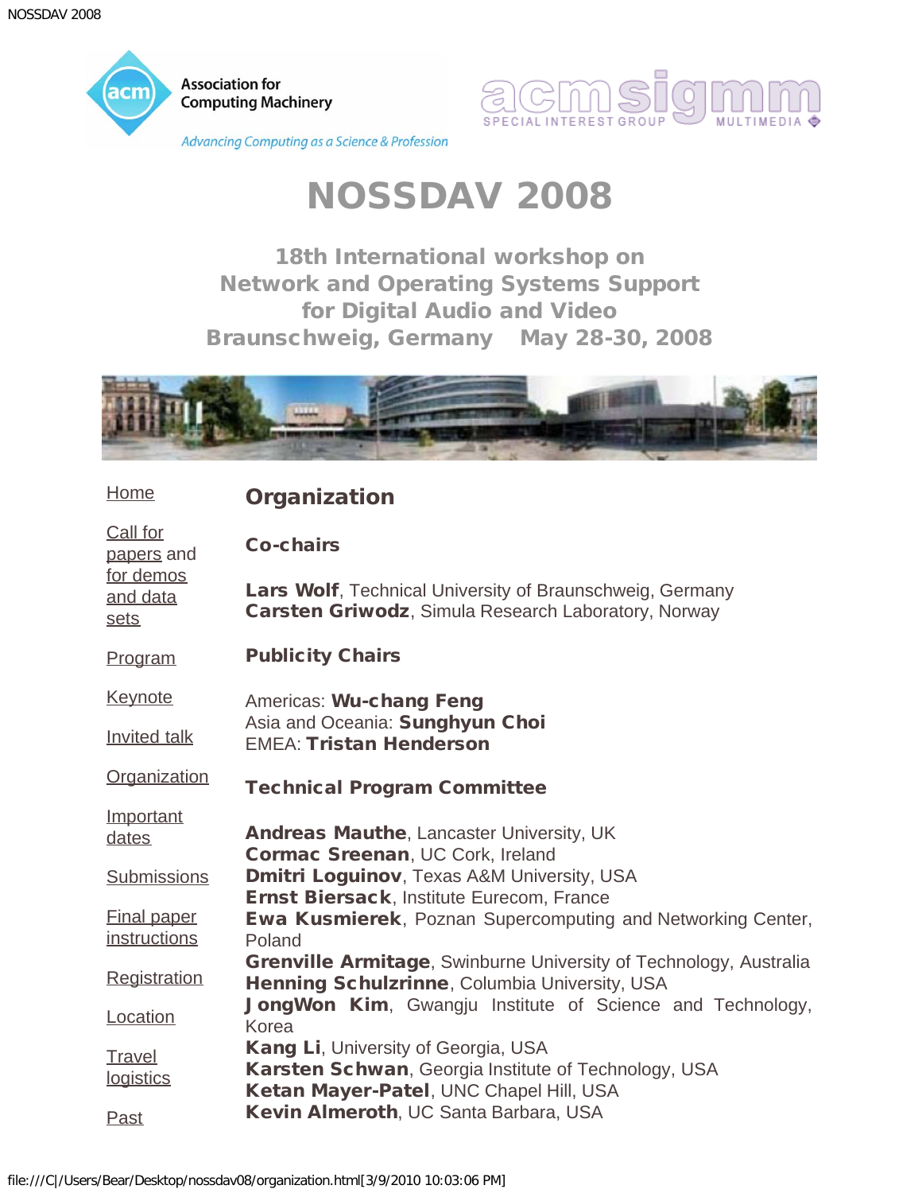Association for Computing Machinery

*Advancing Computing as a Science & Profession*

acm sigmm SPECIAL INTEREST GROUP MULTIMEDIA

# NOSSDAV 2008

### 18th International workshop on Network and Operating Systems Support for Digital Audio and Video
### Braunschweig, Germany May 28-30, 2008

- Home
- Call for papers and for demos and data sets
- Program
- Keynote
- Invited talk
- Organization
- Important dates
- Submissions
- Final paper instructions
- Registration
- Location
- Travel logistics
- Past

## Organization

### Co-chairs

**Lars Wolf**, Technical University of Braunschweig, Germany
**Carsten Griwodz**, Simula Research Laboratory, Norway

### Publicity Chairs

Americas: **Wu-chang Feng**
Asia and Oceania: **Sunghyun Choi**
EMEA: **Tristan Henderson**

### Technical Program Committee

**Andreas Mauthe**, Lancaster University, UK
**Cormac Sreenan**, UC Cork, Ireland
**Dmitri Loguinov**, Texas A&M University, USA
**Ernst Biersack**, Institute Eurecom, France
**Ewa Kusmierek**, Poznan Supercomputing and Networking Center, Poland
**Grenville Armitage**, Swinburne University of Technology, Australia
**Henning Schulzrinne**, Columbia University, USA
**JongWon Kim**, Gwangju Institute of Science and Technology, Korea
**Kang Li**, University of Georgia, USA
**Karsten Schwan**, Georgia Institute of Technology, USA
**Ketan Mayer-Patel**, UNC Chapel Hill, USA
**Kevin Almeroth**, UC Santa Barbara, USA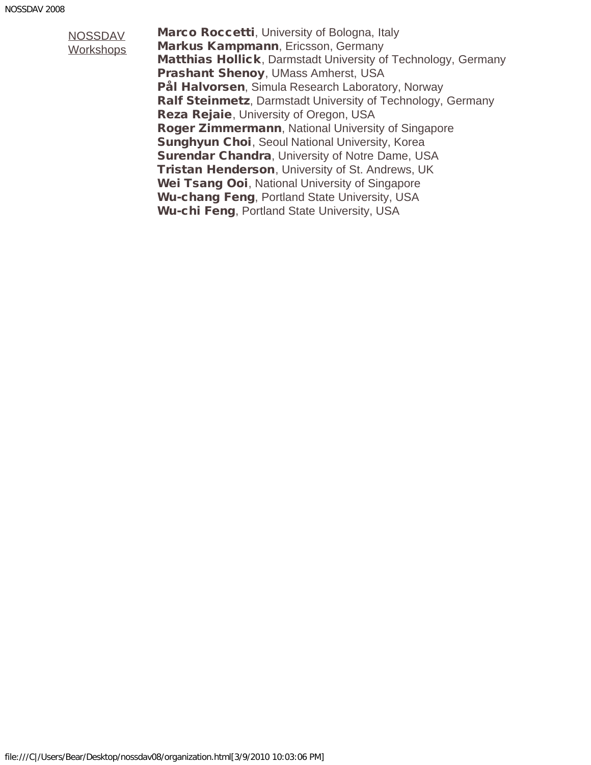NOSSDAV Workshops

**Marco Roccetti**, University of Bologna, Italy
**Markus Kampmann**, Ericsson, Germany
**Matthias Hollick**, Darmstadt University of Technology, Germany
**Prashant Shenoy**, UMass Amherst, USA
**Pål Halvorsen**, Simula Research Laboratory, Norway
**Ralf Steinmetz**, Darmstadt University of Technology, Germany
**Reza Rejaie**, University of Oregon, USA
**Roger Zimmermann**, National University of Singapore
**Sunghyun Choi**, Seoul National University, Korea
**Surendar Chandra**, University of Notre Dame, USA
**Tristan Henderson**, University of St. Andrews, UK
**Wei Tsang Ooi**, National University of Singapore
**Wu-chang Feng**, Portland State University, USA
**Wu-chi Feng**, Portland State University, USA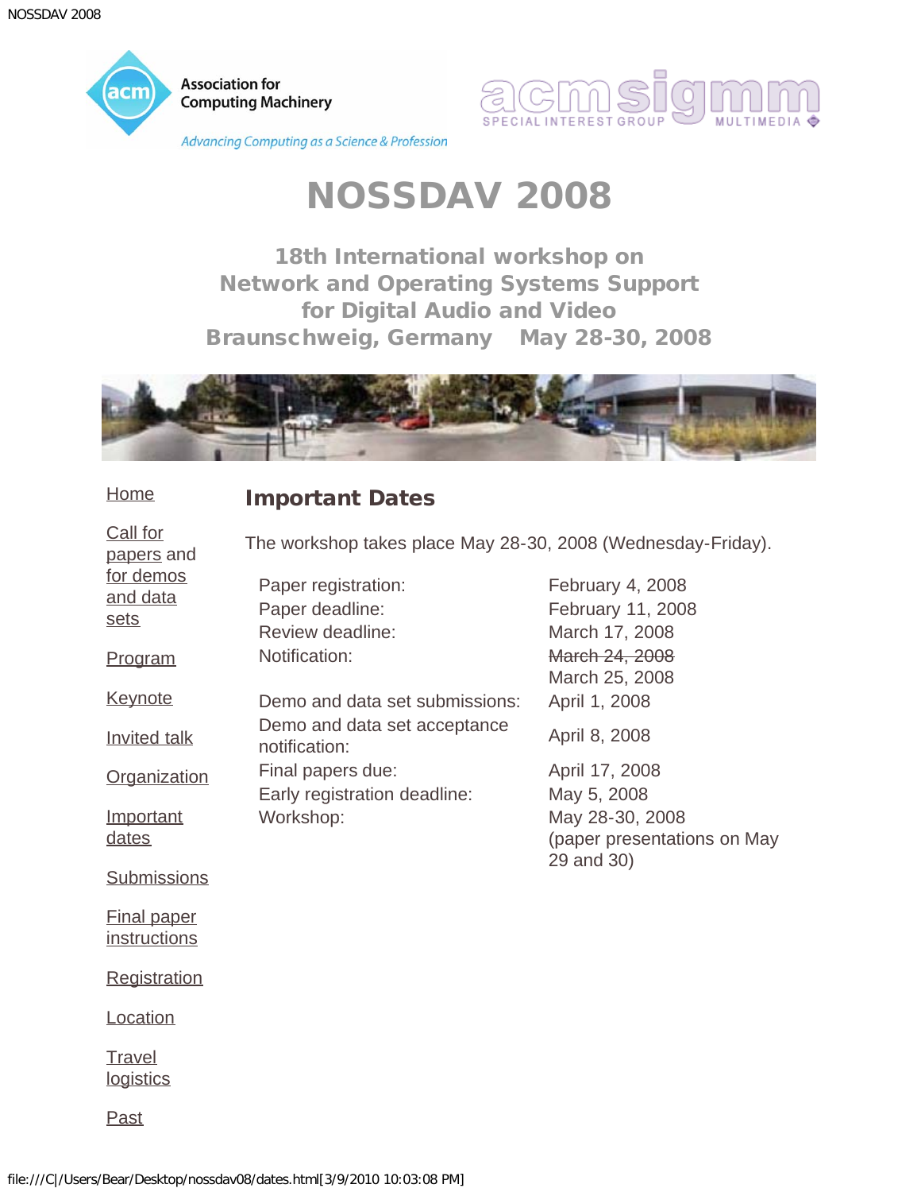# NOSSDAV 2008

### 18th International workshop on Network and Operating Systems Support for Digital Audio and Video
### Braunschweig, Germany May 28-30, 2008

- [Home]
- [Call for papers and for demos and data sets]
- [Program]
- [Keynote]
- [Invited talk]
- [Organization]
- [Important dates]
- [Submissions]
- [Final paper instructions]
- [Registration]
- [Location]
- [Travel logistics]
- [Past]

## Important Dates

The workshop takes place May 28-30, 2008 (Wednesday-Friday).

| | |
|---|---|
| Paper registration: | February 4, 2008 |
| Paper deadline: | February 11, 2008 |
| Review deadline: | March 17, 2008 |
| Notification: | ~~March 24, 2008~~ March 25, 2008 |
| Demo and data set submissions: | April 1, 2008 |
| Demo and data set acceptance notification: | April 8, 2008 |
| Final papers due: | April 17, 2008 |
| Early registration deadline: | May 5, 2008 |
| Workshop: | May 28-30, 2008 (paper presentations on May 29 and 30) |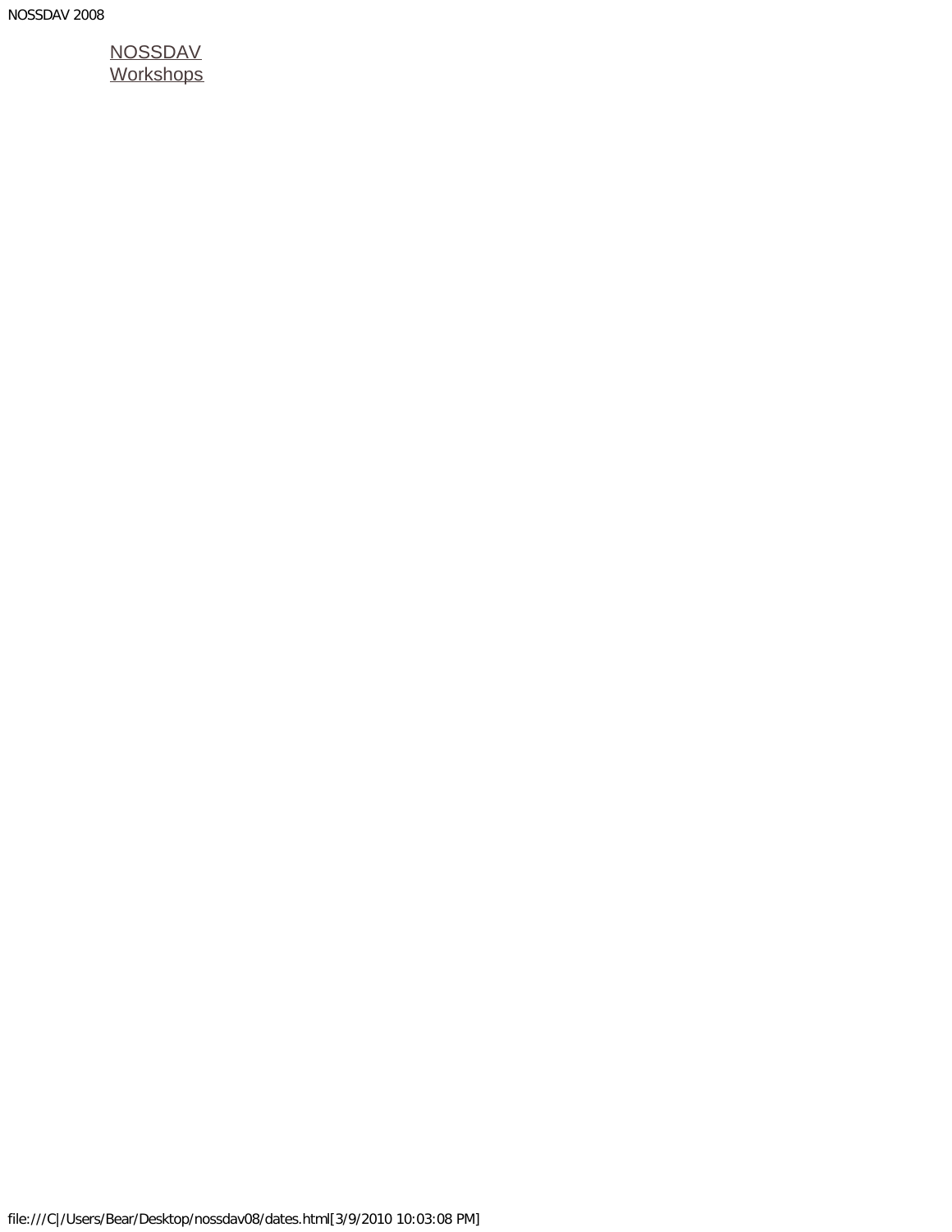NOSSDAV Workshops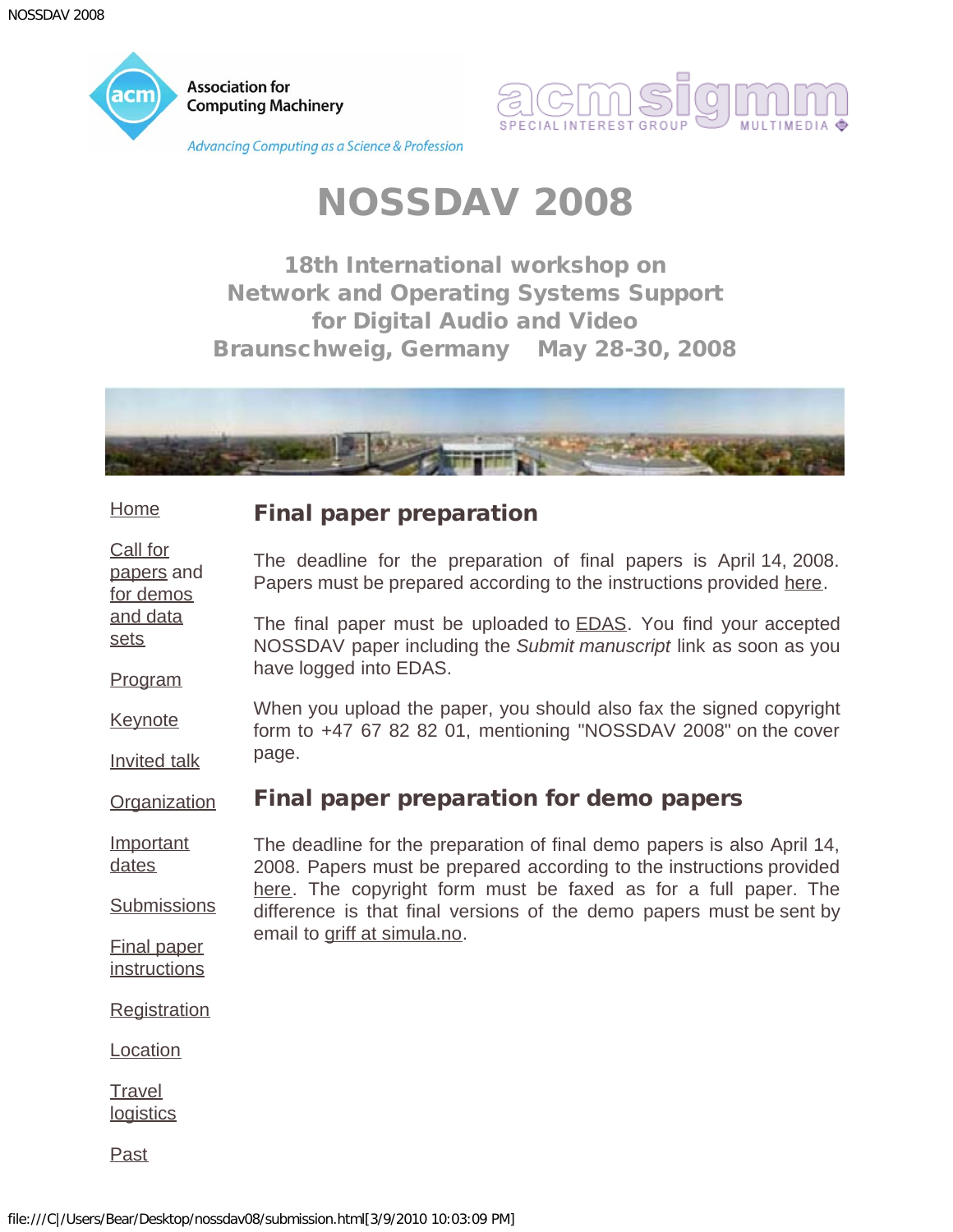# NOSSDAV 2008

### 18th International workshop on Network and Operating Systems Support for Digital Audio and Video
### Braunschweig, Germany May 28-30, 2008

- Home
- Call for papers and for demos and data sets
- Program
- Keynote
- Invited talk
- Organization
- Important dates
- Submissions
- Final paper instructions
- Registration
- Location
- Travel logistics
- Past

## Final paper preparation

The deadline for the preparation of final papers is April 14, 2008. Papers must be prepared according to the instructions provided here.

The final paper must be uploaded to EDAS. You find your accepted NOSSDAV paper including the *Submit manuscript* link as soon as you have logged into EDAS.

When you upload the paper, you should also fax the signed copyright form to +47 67 82 82 01, mentioning "NOSSDAV 2008" on the cover page.

## Final paper preparation for demo papers

The deadline for the preparation of final demo papers is also April 14, 2008. Papers must be prepared according to the instructions provided here. The copyright form must be faxed as for a full paper. The difference is that final versions of the demo papers must be sent by email to griff at simula.no.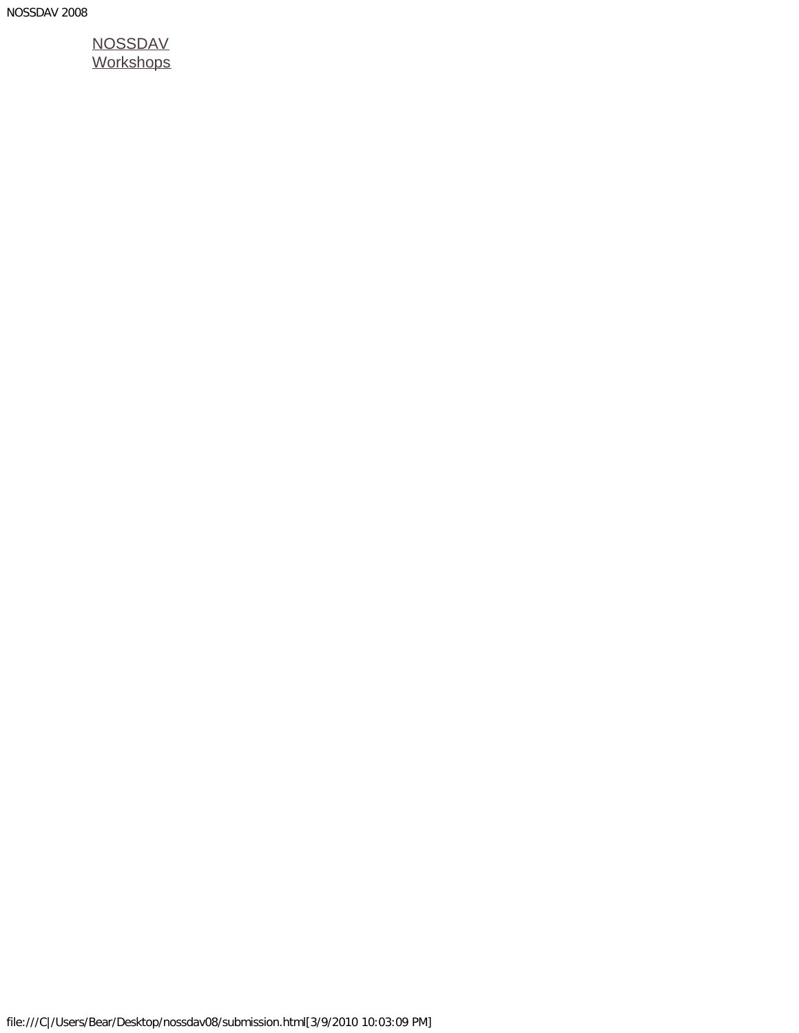NOSSDAV
Workshops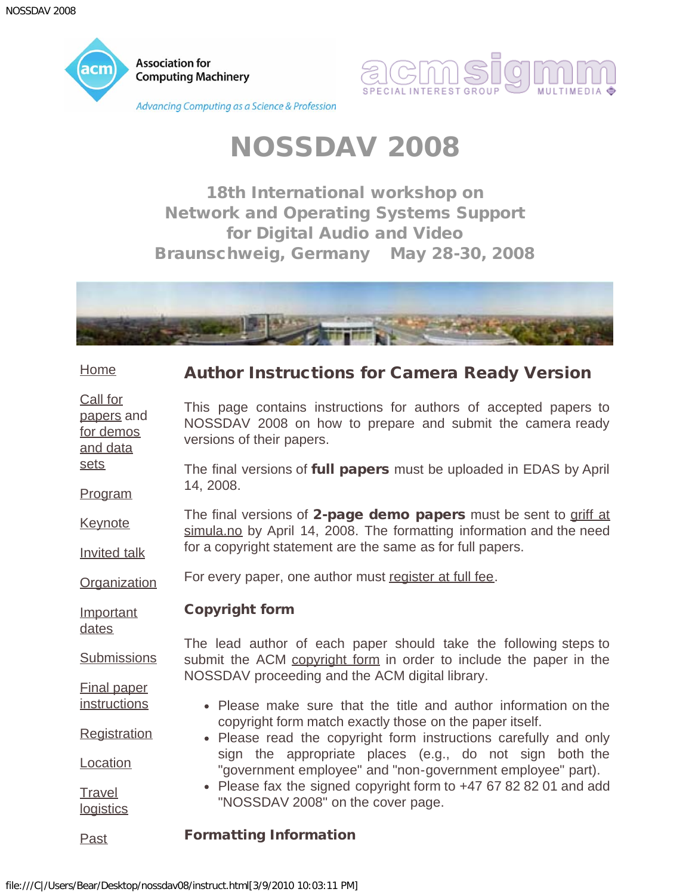# NOSSDAV 2008

## 18th International workshop on Network and Operating Systems Support for Digital Audio and Video
## Braunschweig, Germany May 28-30, 2008

Home

Call for papers and for demos and data sets

Program

Keynote

Invited talk

Organization

Important dates

Submissions

Final paper instructions

Registration

Location

Travel logistics

Past

## Author Instructions for Camera Ready Version

This page contains instructions for authors of accepted papers to NOSSDAV 2008 on how to prepare and submit the camera ready versions of their papers.

The final versions of **full papers** must be uploaded in EDAS by April 14, 2008.

The final versions of **2-page demo papers** must be sent to griff at simula.no by April 14, 2008. The formatting information and the need for a copyright statement are the same as for full papers.

For every paper, one author must register at full fee.

### Copyright form

The lead author of each paper should take the following steps to submit the ACM copyright form in order to include the paper in the NOSSDAV proceeding and the ACM digital library.

- Please make sure that the title and author information on the copyright form match exactly those on the paper itself.
- Please read the copyright form instructions carefully and only sign the appropriate places (e.g., do not sign both the "government employee" and "non-government employee" part).
- Please fax the signed copyright form to +47 67 82 82 01 and add "NOSSDAV 2008" on the cover page.

### Formatting Information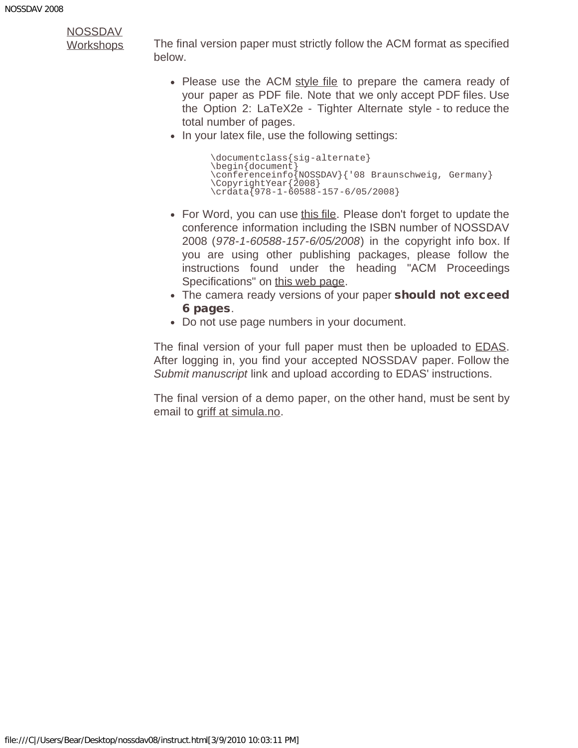NOSSDAV Workshops

The final version paper must strictly follow the ACM format as specified below.

- Please use the ACM style file to prepare the camera ready of your paper as PDF file. Note that we only accept PDF files. Use the Option 2: LaTeX2e - Tighter Alternate style - to reduce the total number of pages.
- In your latex file, use the following settings:

```
\documentclass{sig-alternate}
\begin{document}
\conferenceinfo{NOSSDAV}{'08 Braunschweig, Germany}
\CopyrightYear{2008}
\crdata{978-1-60588-157-6/05/2008}
```

- For Word, you can use this file. Please don't forget to update the conference information including the ISBN number of NOSSDAV 2008 (*978-1-60588-157-6/05/2008*) in the copyright info box. If you are using other publishing packages, please follow the instructions found under the heading "ACM Proceedings Specifications" on this web page.
- The camera ready versions of your paper **should not exceed 6 pages**.
- Do not use page numbers in your document.

The final version of your full paper must then be uploaded to EDAS. After logging in, you find your accepted NOSSDAV paper. Follow the *Submit manuscript* link and upload according to EDAS' instructions.

The final version of a demo paper, on the other hand, must be sent by email to griff at simula.no.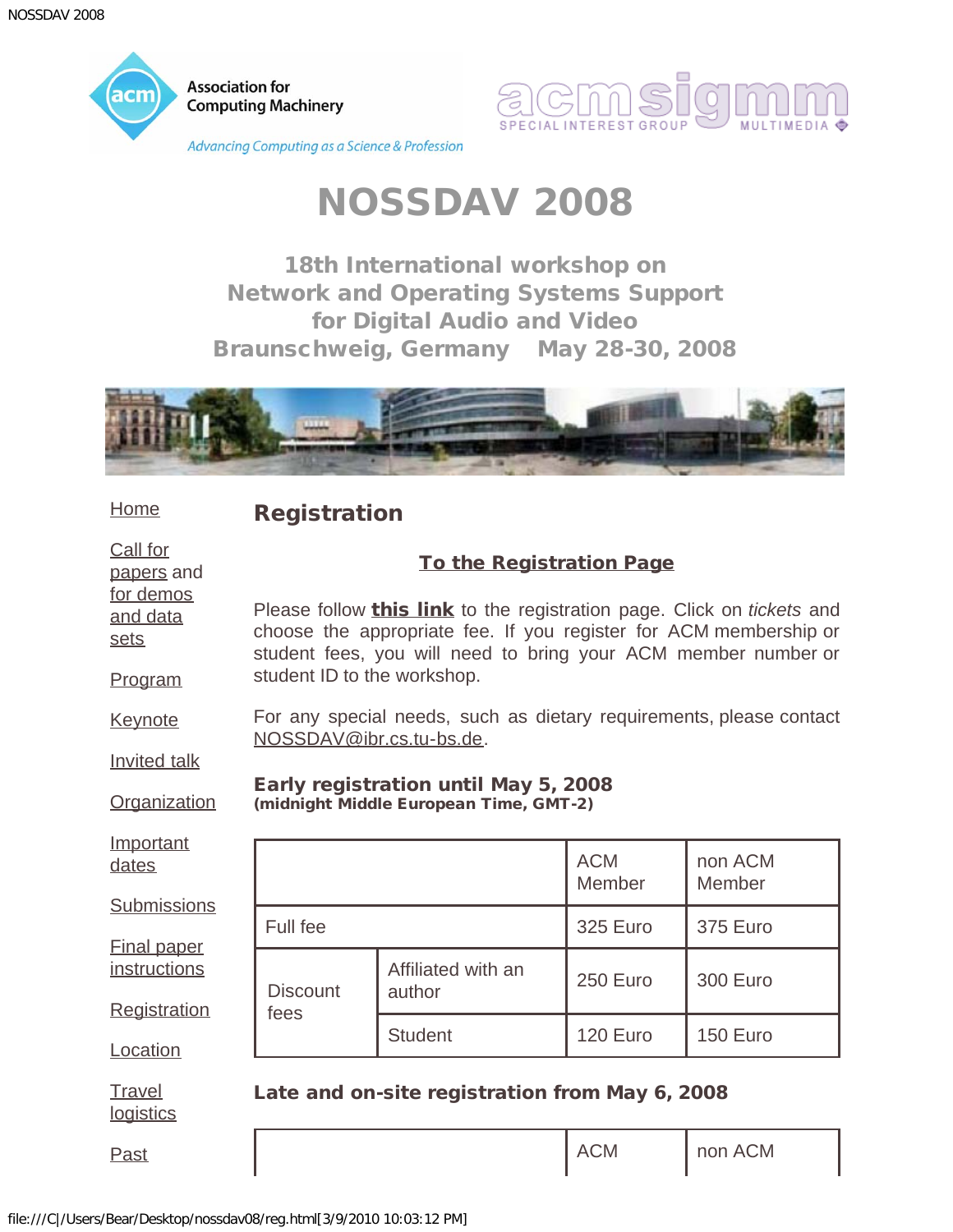# NOSSDAV 2008

### 18th International workshop on Network and Operating Systems Support for Digital Audio and Video Braunschweig, Germany May 28-30, 2008

- Home
- Call for papers and for demos and data sets
- Program
- Keynote
- Invited talk
- Organization
- Important dates
- Submissions
- Final paper instructions
- Registration
- Location
- Travel logistics
- Past

## Registration

**To the Registration Page**

Please follow **this link** to the registration page. Click on *tickets* and choose the appropriate fee. If you register for ACM membership or student fees, you will need to bring your ACM member number or student ID to the workshop.

For any special needs, such as dietary requirements, please contact NOSSDAV@ibr.cs.tu-bs.de.

**Early registration until May 5, 2008**
**(midnight Middle European Time, GMT-2)**

| | | ACM Member | non ACM Member |
|---|---|---|---|
| Full fee | | 325 Euro | 375 Euro |
| Discount fees | Affiliated with an author | 250 Euro | 300 Euro |
| | Student | 120 Euro | 150 Euro |

**Late and on-site registration from May 6, 2008**

| | | ACM | non ACM |
|---|---|---|---|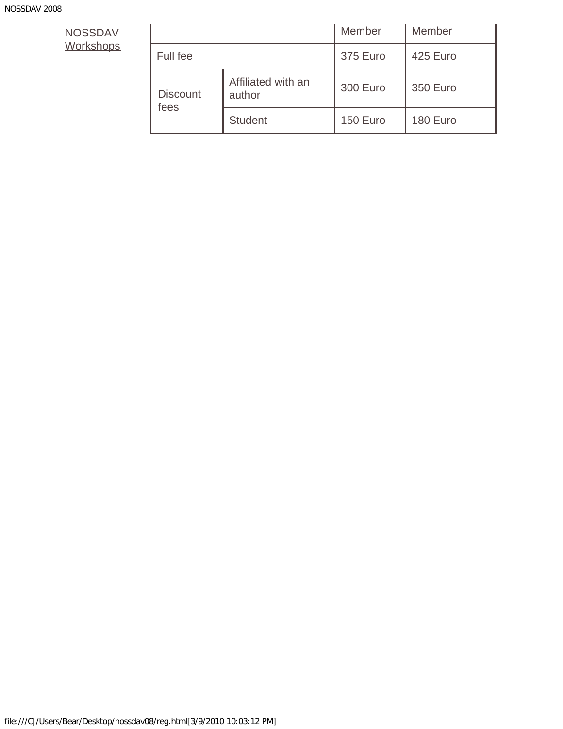[NOSSDAV Workshops]

| | | Member | Member |
|---|---|---|---|
| Full fee | | 375 Euro | 425 Euro |
| Discount fees | Affiliated with an author | 300 Euro | 350 Euro |
| | Student | 150 Euro | 180 Euro |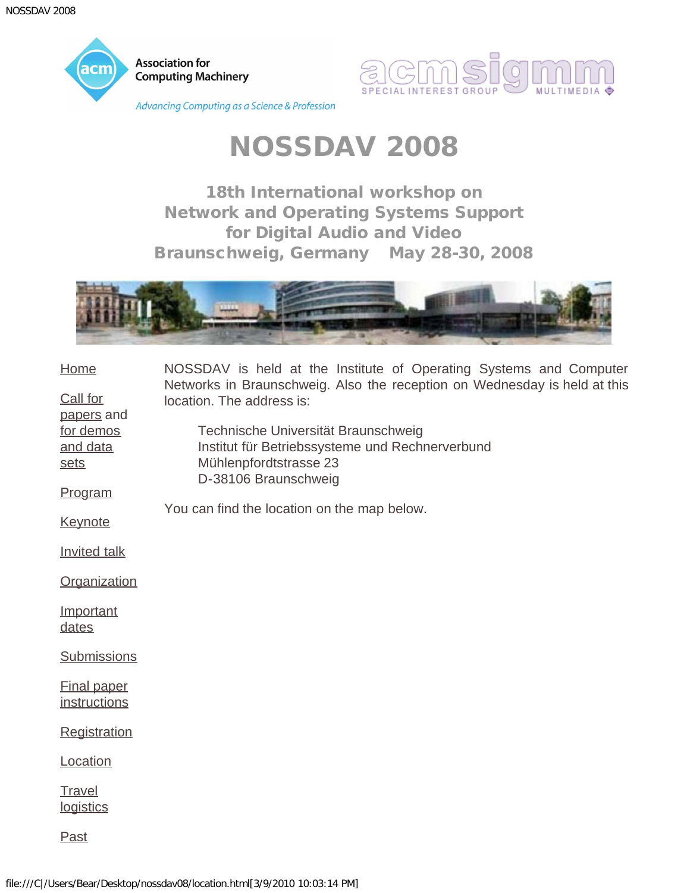# NOSSDAV 2008

### 18th International workshop on Network and Operating Systems Support for Digital Audio and Video

### Braunschweig, Germany May 28-30, 2008

- Home
- Call for papers and for demos and data sets
- Program
- Keynote
- Invited talk
- Organization
- Important dates
- Submissions
- Final paper instructions
- Registration
- Location
- Travel logistics
- Past

NOSSDAV is held at the Institute of Operating Systems and Computer Networks in Braunschweig. Also the reception on Wednesday is held at this location. The address is:

> Technische Universität Braunschweig
> Institut für Betriebssysteme und Rechnerverbund
> Mühlenpfordtstrasse 23
> D-38106 Braunschweig

You can find the location on the map below.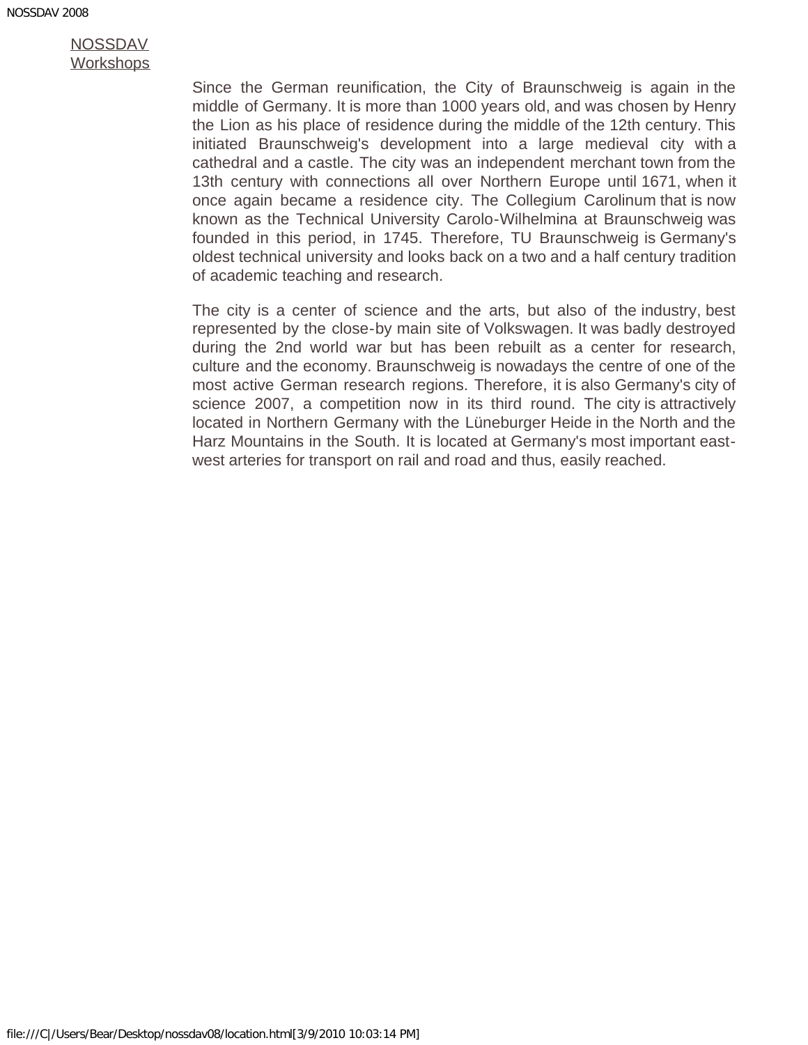NOSSDAV Workshops

Since the German reunification, the City of Braunschweig is again in the middle of Germany. It is more than 1000 years old, and was chosen by Henry the Lion as his place of residence during the middle of the 12th century. This initiated Braunschweig's development into a large medieval city with a cathedral and a castle. The city was an independent merchant town from the 13th century with connections all over Northern Europe until 1671, when it once again became a residence city. The Collegium Carolinum that is now known as the Technical University Carolo-Wilhelmina at Braunschweig was founded in this period, in 1745. Therefore, TU Braunschweig is Germany's oldest technical university and looks back on a two and a half century tradition of academic teaching and research.

The city is a center of science and the arts, but also of the industry, best represented by the close-by main site of Volkswagen. It was badly destroyed during the 2nd world war but has been rebuilt as a center for research, culture and the economy. Braunschweig is nowadays the centre of one of the most active German research regions. Therefore, it is also Germany's city of science 2007, a competition now in its third round. The city is attractively located in Northern Germany with the Lüneburger Heide in the North and the Harz Mountains in the South. It is located at Germany's most important east-west arteries for transport on rail and road and thus, easily reached.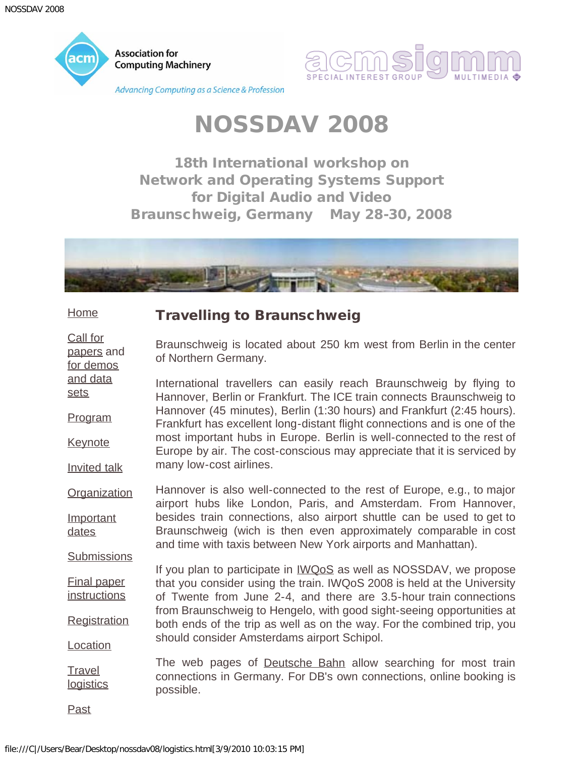# NOSSDAV 2008

## 18th International workshop on Network and Operating Systems Support for Digital Audio and Video Braunschweig, Germany May 28-30, 2008

- Home
- Call for papers and for demos and data sets
- Program
- Keynote
- Invited talk
- Organization
- Important dates
- Submissions
- Final paper instructions
- Registration
- Location
- Travel logistics
- Past

### Travelling to Braunschweig

Braunschweig is located about 250 km west from Berlin in the center of Northern Germany.

International travellers can easily reach Braunschweig by flying to Hannover, Berlin or Frankfurt. The ICE train connects Braunschweig to Hannover (45 minutes), Berlin (1:30 hours) and Frankfurt (2:45 hours). Frankfurt has excellent long-distant flight connections and is one of the most important hubs in Europe. Berlin is well-connected to the rest of Europe by air. The cost-conscious may appreciate that it is serviced by many low-cost airlines.

Hannover is also well-connected to the rest of Europe, e.g., to major airport hubs like London, Paris, and Amsterdam. From Hannover, besides train connections, also airport shuttle can be used to get to Braunschweig (wich is then even approximately comparable in cost and time with taxis between New York airports and Manhattan).

If you plan to participate in IWQoS as well as NOSSDAV, we propose that you consider using the train. IWQoS 2008 is held at the University of Twente from June 2-4, and there are 3.5-hour train connections from Braunschweig to Hengelo, with good sight-seeing opportunities at both ends of the trip as well as on the way. For the combined trip, you should consider Amsterdams airport Schipol.

The web pages of Deutsche Bahn allow searching for most train connections in Germany. For DB's own connections, online booking is possible.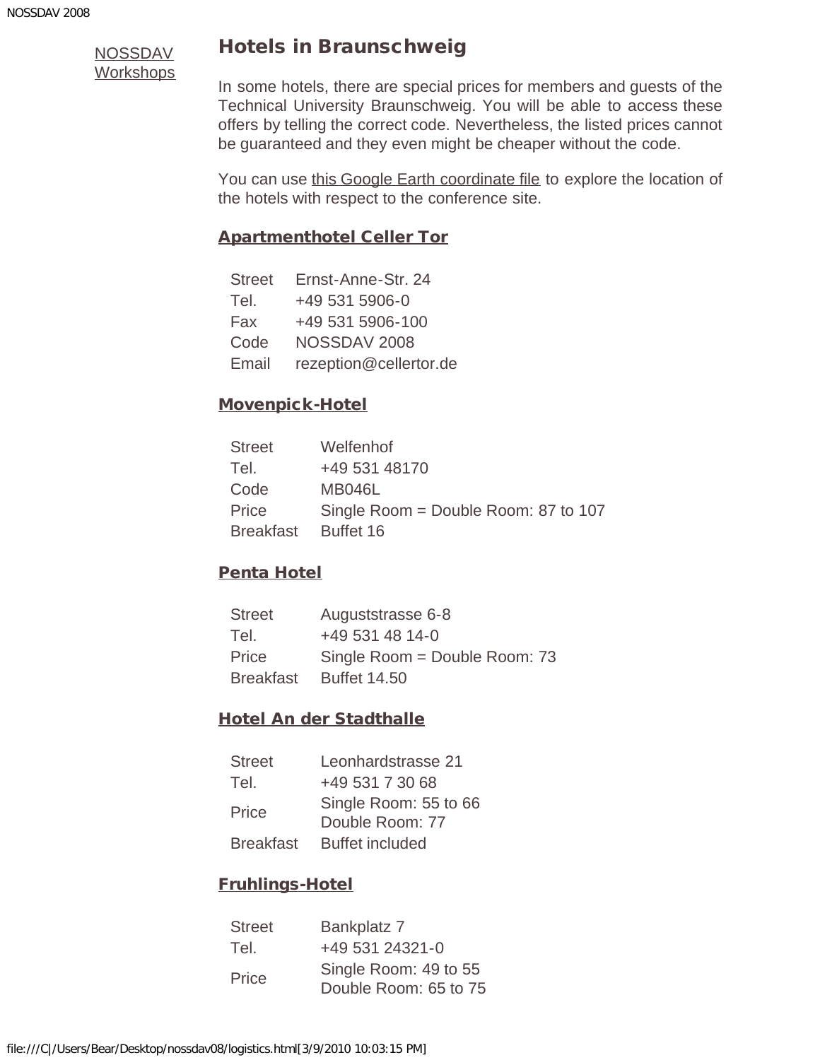NOSSDAV Workshops

## Hotels in Braunschweig

In some hotels, there are special prices for members and guests of the Technical University Braunschweig. You will be able to access these offers by telling the correct code. Nevertheless, the listed prices cannot be guaranteed and they even might be cheaper without the code.

You can use this Google Earth coordinate file to explore the location of the hotels with respect to the conference site.

### Apartmenthotel Celler Tor

| | |
|---|---|
| Street | Ernst-Anne-Str. 24 |
| Tel. | +49 531 5906-0 |
| Fax | +49 531 5906-100 |
| Code | NOSSDAV 2008 |
| Email | rezeption@cellertor.de |

### Movenpick-Hotel

| | |
|---|---|
| Street | Welfenhof |
| Tel. | +49 531 48170 |
| Code | MB046L |
| Price | Single Room = Double Room: 87 to 107 |
| Breakfast | Buffet 16 |

### Penta Hotel

| | |
|---|---|
| Street | Auguststrasse 6-8 |
| Tel. | +49 531 48 14-0 |
| Price | Single Room = Double Room: 73 |
| Breakfast | Buffet 14.50 |

### Hotel An der Stadthalle

| | |
|---|---|
| Street | Leonhardstrasse 21 |
| Tel. | +49 531 7 30 68 |
| Price | Single Room: 55 to 66<br>Double Room: 77 |
| Breakfast | Buffet included |

### Fruhlings-Hotel

| | |
|---|---|
| Street | Bankplatz 7 |
| Tel. | +49 531 24321-0 |
| Price | Single Room: 49 to 55<br>Double Room: 65 to 75 |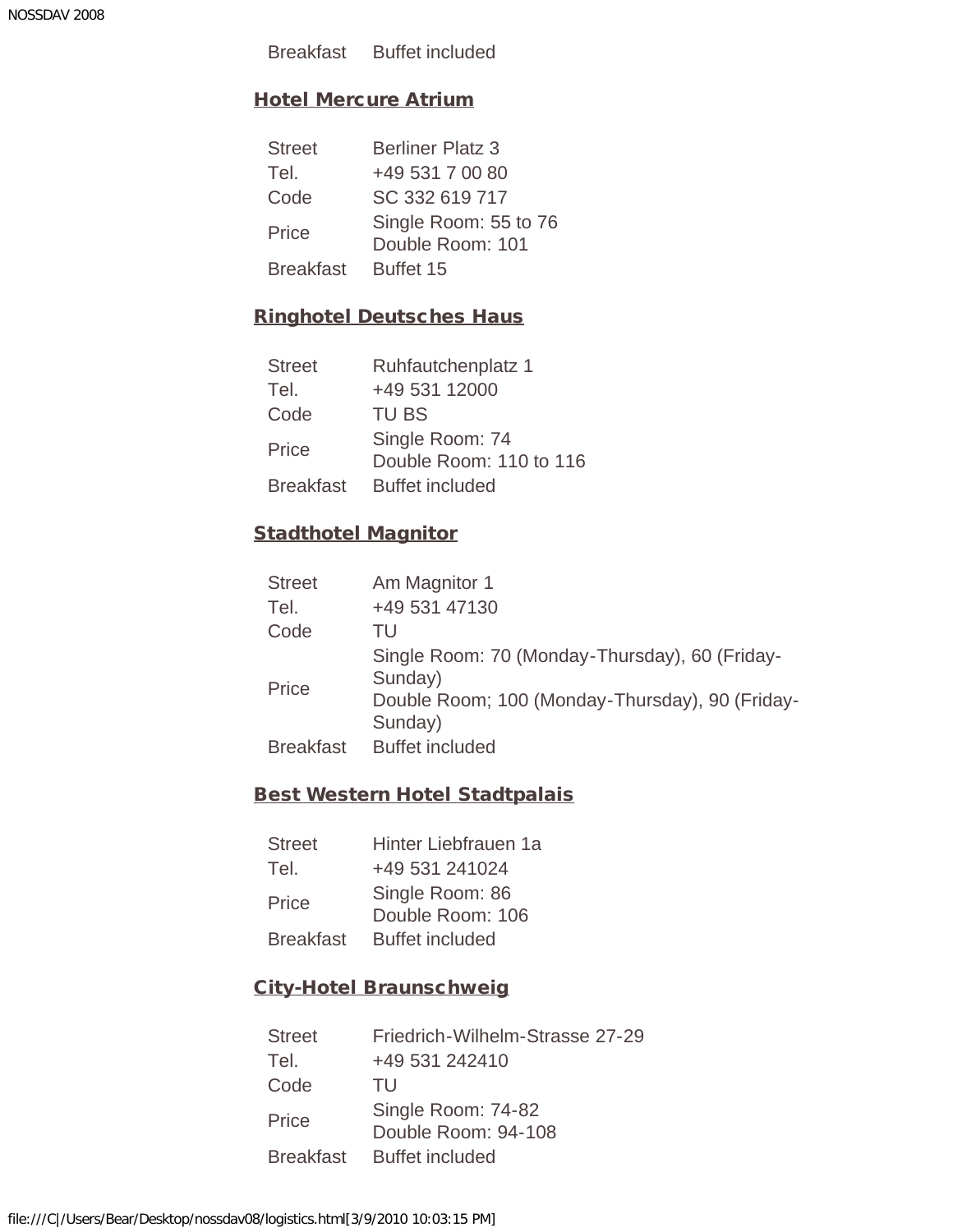| | |
|---|---|
| Breakfast | Buffet included |

### Hotel Mercure Atrium

| | |
|---|---|
| Street | Berliner Platz 3 |
| Tel. | +49 531 7 00 80 |
| Code | SC 332 619 717 |
| Price | Single Room: 55 to 76<br>Double Room: 101 |
| Breakfast | Buffet 15 |

### Ringhotel Deutsches Haus

| | |
|---|---|
| Street | Ruhfautchenplatz 1 |
| Tel. | +49 531 12000 |
| Code | TU BS |
| Price | Single Room: 74<br>Double Room: 110 to 116 |
| Breakfast | Buffet included |

### Stadthotel Magnitor

| | |
|---|---|
| Street | Am Magnitor 1 |
| Tel. | +49 531 47130 |
| Code | TU |
| Price | Single Room: 70 (Monday-Thursday), 60 (Friday-Sunday)<br>Double Room; 100 (Monday-Thursday), 90 (Friday-Sunday) |
| Breakfast | Buffet included |

### Best Western Hotel Stadtpalais

| | |
|---|---|
| Street | Hinter Liebfrauen 1a |
| Tel. | +49 531 241024 |
| Price | Single Room: 86<br>Double Room: 106 |
| Breakfast | Buffet included |

### City-Hotel Braunschweig

| | |
|---|---|
| Street | Friedrich-Wilhelm-Strasse 27-29 |
| Tel. | +49 531 242410 |
| Code | TU |
| Price | Single Room: 74-82<br>Double Room: 94-108 |
| Breakfast | Buffet included |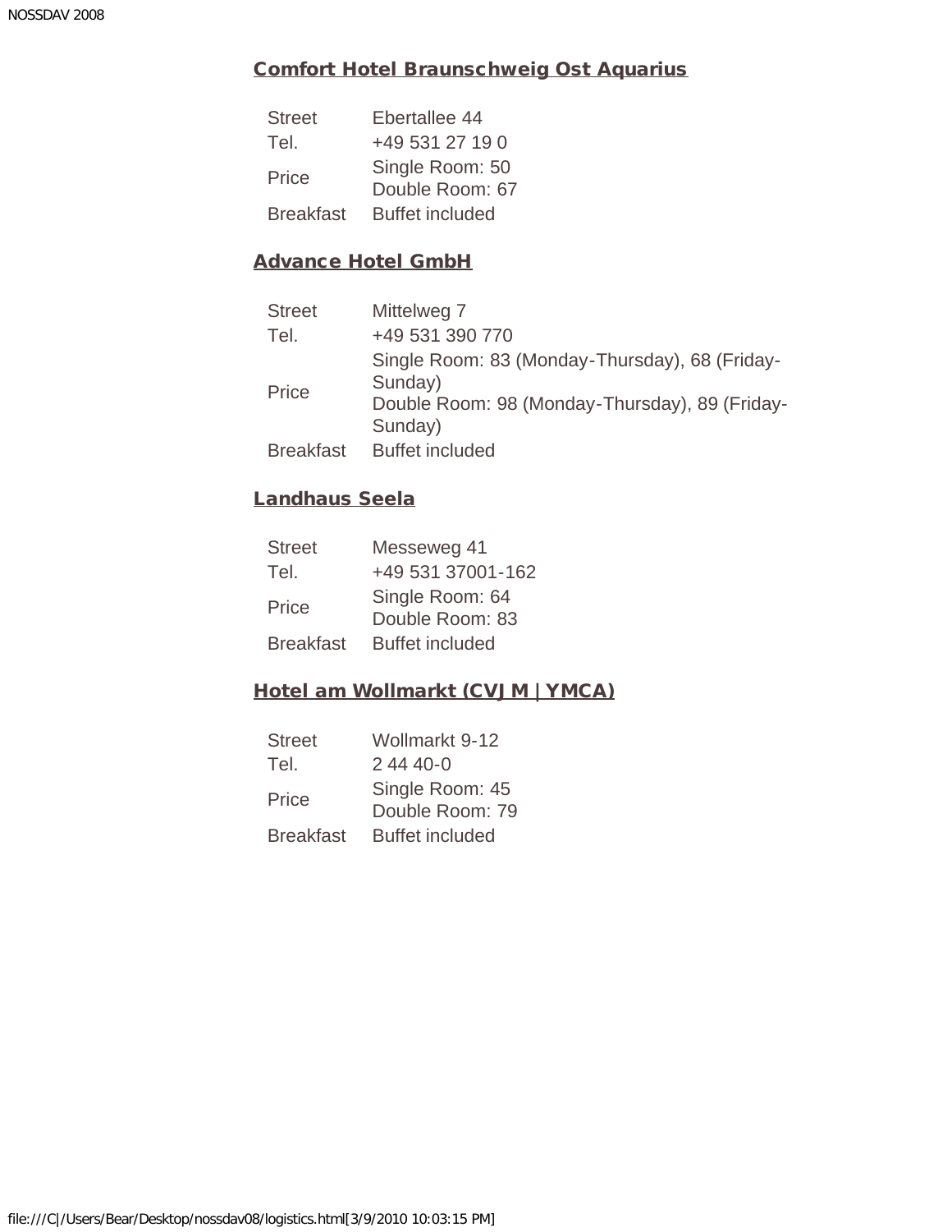### Comfort Hotel Braunschweig Ost Aquarius

| | |
|---|---|
| Street | Ebertallee 44 |
| Tel. | +49 531 27 19 0 |
| Price | Single Room: 50<br>Double Room: 67 |
| Breakfast | Buffet included |

### Advance Hotel GmbH

| | |
|---|---|
| Street | Mittelweg 7 |
| Tel. | +49 531 390 770 |
| Price | Single Room: 83 (Monday-Thursday), 68 (Friday-Sunday)<br>Double Room: 98 (Monday-Thursday), 89 (Friday-Sunday) |
| Breakfast | Buffet included |

### Landhaus Seela

| | |
|---|---|
| Street | Messeweg 41 |
| Tel. | +49 531 37001-162 |
| Price | Single Room: 64<br>Double Room: 83 |
| Breakfast | Buffet included |

### Hotel am Wollmarkt (CVJM | YMCA)

| | |
|---|---|
| Street | Wollmarkt 9-12 |
| Tel. | 2 44 40-0 |
| Price | Single Room: 45<br>Double Room: 79 |
| Breakfast | Buffet included |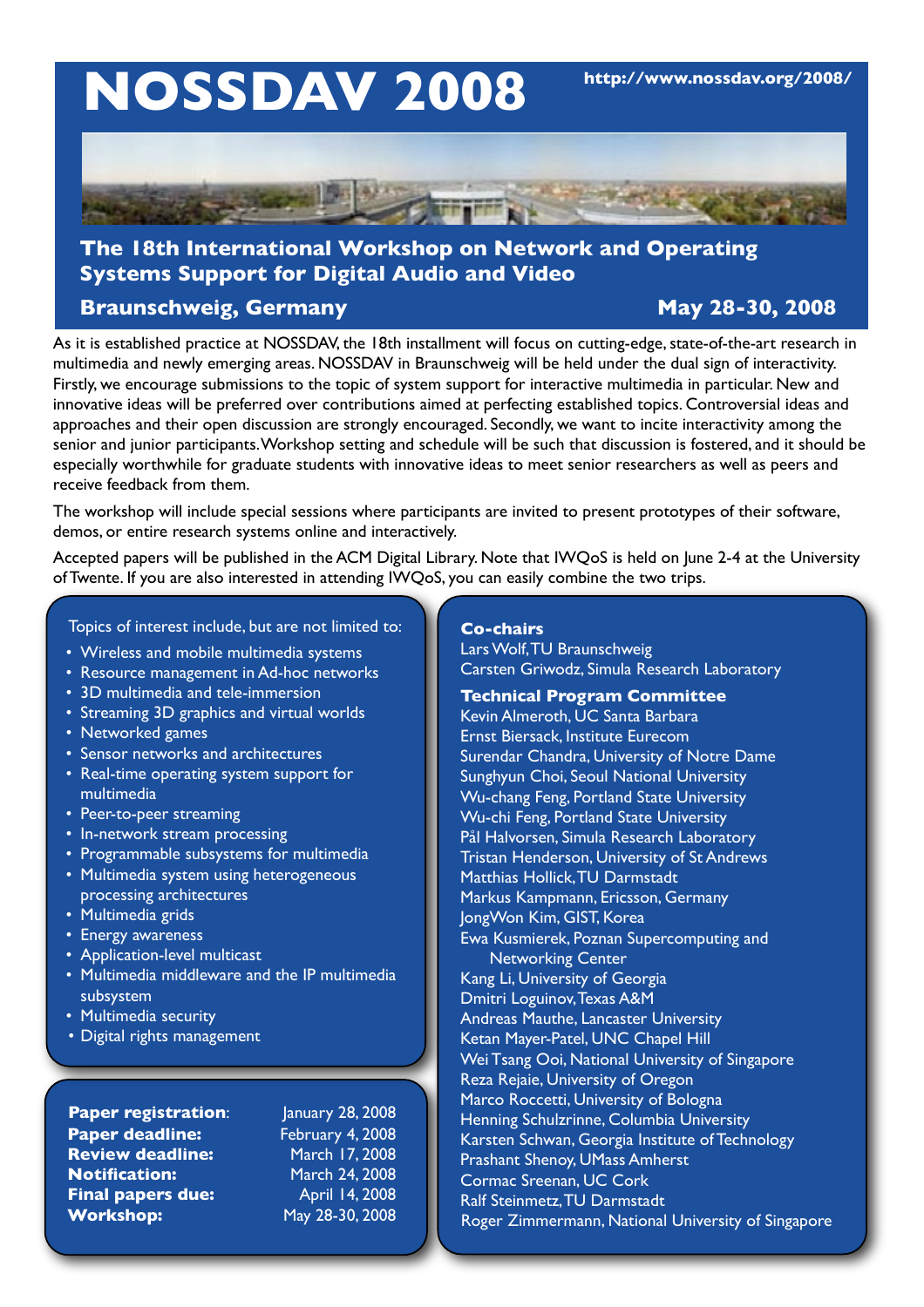# NOSSDAV 2008

http://www.nossdav.org/2008/

## The 18th International Workshop on Network and Operating Systems Support for Digital Audio and Video

**Braunschweig, Germany** — **May 28-30, 2008**

As it is established practice at NOSSDAV, the 18th installment will focus on cutting-edge, state-of-the-art research in multimedia and newly emerging areas. NOSSDAV in Braunschweig will be held under the dual sign of interactivity. Firstly, we encourage submissions to the topic of system support for interactive multimedia in particular. New and innovative ideas will be preferred over contributions aimed at perfecting established topics. Controversial ideas and approaches and their open discussion are strongly encouraged. Secondly, we want to incite interactivity among the senior and junior participants. Workshop setting and schedule will be such that discussion is fostered, and it should be especially worthwhile for graduate students with innovative ideas to meet senior researchers as well as peers and receive feedback from them.

The workshop will include special sessions where participants are invited to present prototypes of their software, demos, or entire research systems online and interactively.

Accepted papers will be published in the ACM Digital Library. Note that IWQoS is held on June 2-4 at the University of Twente. If you are also interested in attending IWQoS, you can easily combine the two trips.

Topics of interest include, but are not limited to:

- Wireless and mobile multimedia systems
- Resource management in Ad-hoc networks
- 3D multimedia and tele-immersion
- Streaming 3D graphics and virtual worlds
- Networked games
- Sensor networks and architectures
- Real-time operating system support for multimedia
- Peer-to-peer streaming
- In-network stream processing
- Programmable subsystems for multimedia
- Multimedia system using heterogeneous processing architectures
- Multimedia grids
- Energy awareness
- Application-level multicast
- Multimedia middleware and the IP multimedia subsystem
- Multimedia security
- Digital rights management

| | |
|---|---|
| **Paper registration**: | January 28, 2008 |
| **Paper deadline:** | February 4, 2008 |
| **Review deadline:** | March 17, 2008 |
| **Notification:** | March 24, 2008 |
| **Final papers due:** | April 14, 2008 |
| **Workshop:** | May 28-30, 2008 |

### Co-chairs

Lars Wolf, TU Braunschweig
Carsten Griwodz, Simula Research Laboratory

### Technical Program Committee

Kevin Almeroth, UC Santa Barbara
Ernst Biersack, Institute Eurecom
Surendar Chandra, University of Notre Dame
Sunghyun Choi, Seoul National University
Wu-chang Feng, Portland State University
Wu-chi Feng, Portland State University
Pål Halvorsen, Simula Research Laboratory
Tristan Henderson, University of St Andrews
Matthias Hollick, TU Darmstadt
Markus Kampmann, Ericsson, Germany
JongWon Kim, GIST, Korea
Ewa Kusmierek, Poznan Supercomputing and Networking Center
Kang Li, University of Georgia
Dmitri Loguinov, Texas A&M
Andreas Mauthe, Lancaster University
Ketan Mayer-Patel, UNC Chapel Hill
Wei Tsang Ooi, National University of Singapore
Reza Rejaie, University of Oregon
Marco Roccetti, University of Bologna
Henning Schulzrinne, Columbia University
Karsten Schwan, Georgia Institute of Technology
Prashant Shenoy, UMass Amherst
Cormac Sreenan, UC Cork
Ralf Steinmetz, TU Darmstadt
Roger Zimmermann, National University of Singapore